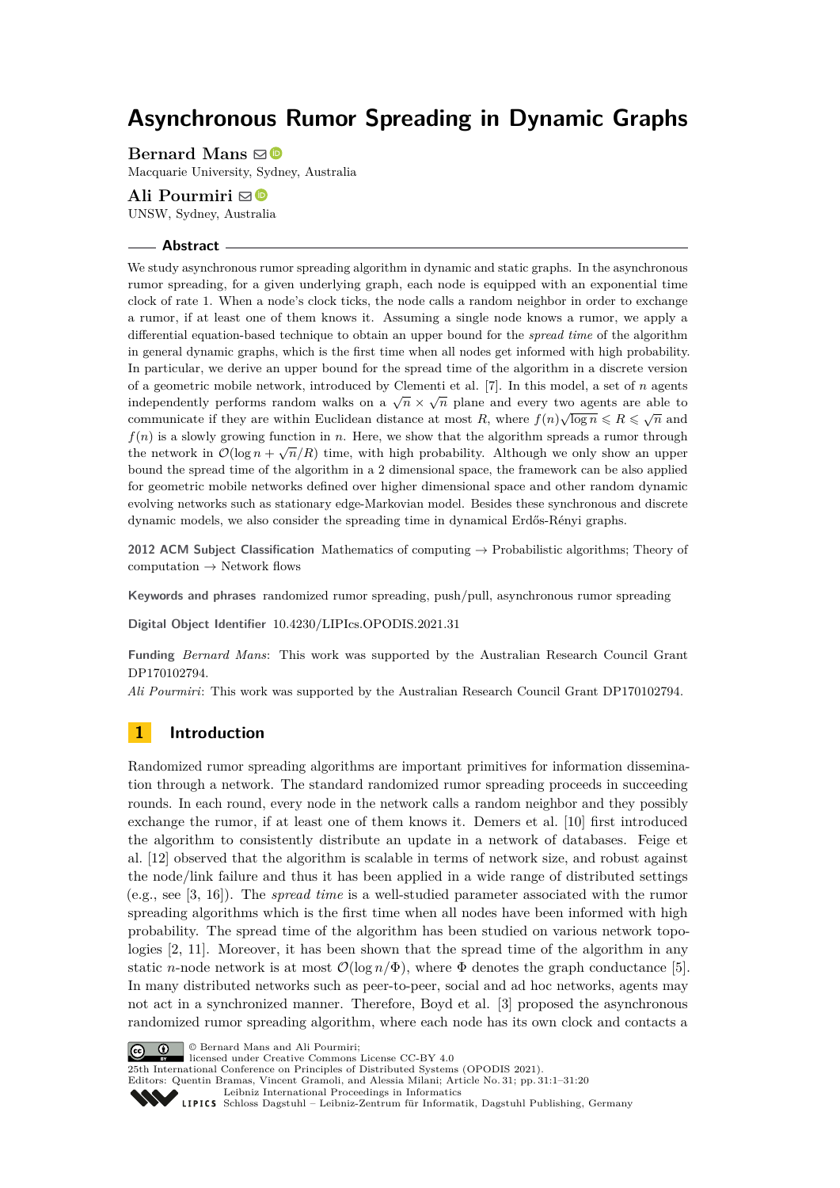# Asynchronous Rumor Spreading in Dynamic Graphs

**Bernard Mans**
Macquarie University, Sydney, Australia

**Ali Pourmiri**
UNSW, Sydney, Australia

## Abstract

We study asynchronous rumor spreading algorithm in dynamic and static graphs. In the asynchronous rumor spreading, for a given underlying graph, each node is equipped with an exponential time clock of rate 1. When a node's clock ticks, the node calls a random neighbor in order to exchange a rumor, if at least one of them knows it. Assuming a single node knows a rumor, we apply a differential equation-based technique to obtain an upper bound for the *spread time* of the algorithm in general dynamic graphs, which is the first time when all nodes get informed with high probability. In particular, we derive an upper bound for the spread time of the algorithm in a discrete version of a geometric mobile network, introduced by Clementi et al. [7]. In this model, a set of $n$ agents independently performs random walks on a $\sqrt{n} \times \sqrt{n}$ plane and every two agents are able to communicate if they are within Euclidean distance at most $R$, where $f(n)\sqrt{\log n} \leqslant R \leqslant \sqrt{n}$ and $f(n)$ is a slowly growing function in $n$. Here, we show that the algorithm spreads a rumor through the network in $\mathcal{O}(\log n + \sqrt{n}/R)$ time, with high probability. Although we only show an upper bound the spread time of the algorithm in a 2 dimensional space, the framework can be also applied for geometric mobile networks defined over higher dimensional space and other random dynamic evolving networks such as stationary edge-Markovian model. Besides these synchronous and discrete dynamic models, we also consider the spreading time in dynamical Erdős-Rényi graphs.

**2012 ACM Subject Classification** Mathematics of computing → Probabilistic algorithms; Theory of computation → Network flows

**Keywords and phrases** randomized rumor spreading, push/pull, asynchronous rumor spreading

**Digital Object Identifier** 10.4230/LIPIcs.OPODIS.2021.31

**Funding** *Bernard Mans*: This work was supported by the Australian Research Council Grant DP170102794.
*Ali Pourmiri*: This work was supported by the Australian Research Council Grant DP170102794.

## 1 Introduction

Randomized rumor spreading algorithms are important primitives for information dissemination through a network. The standard randomized rumor spreading proceeds in succeeding rounds. In each round, every node in the network calls a random neighbor and they possibly exchange the rumor, if at least one of them knows it. Demers et al. [10] first introduced the algorithm to consistently distribute an update in a network of databases. Feige et al. [12] observed that the algorithm is scalable in terms of network size, and robust against the node/link failure and thus it has been applied in a wide range of distributed settings (e.g., see [3, 16]). The *spread time* is a well-studied parameter associated with the rumor spreading algorithms which is the first time when all nodes have been informed with high probability. The spread time of the algorithm has been studied on various network topologies [2, 11]. Moreover, it has been shown that the spread time of the algorithm in any static $n$-node network is at most $\mathcal{O}(\log n/\Phi)$, where $\Phi$ denotes the graph conductance [5]. In many distributed networks such as peer-to-peer, social and ad hoc networks, agents may not act in a synchronized manner. Therefore, Boyd et al. [3] proposed the asynchronous randomized rumor spreading algorithm, where each node has its own clock and contacts a

© Bernard Mans and Ali Pourmiri;
licensed under Creative Commons License CC-BY 4.0
25th International Conference on Principles of Distributed Systems (OPODIS 2021).
Editors: Quentin Bramas, Vincent Gramoli, and Alessia Milani; Article No. 31; pp. 31:1–31:20
Leibniz International Proceedings in Informatics
Schloss Dagstuhl – Leibniz-Zentrum für Informatik, Dagstuhl Publishing, Germany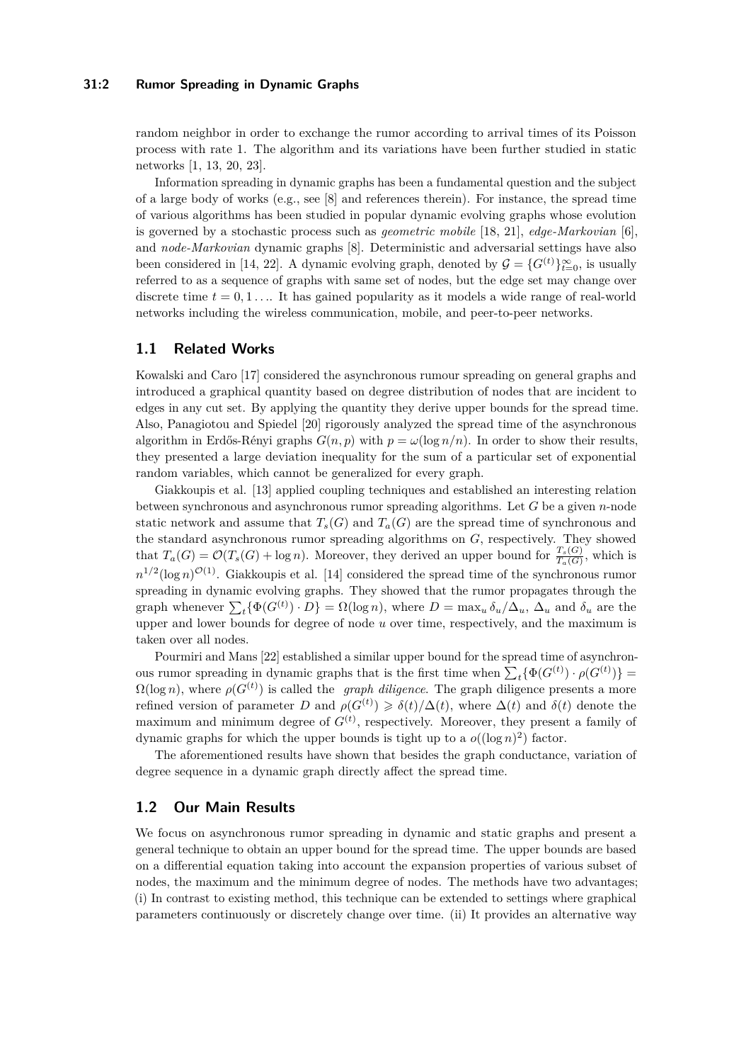random neighbor in order to exchange the rumor according to arrival times of its Poisson process with rate 1. The algorithm and its variations have been further studied in static networks [1, 13, 20, 23].

Information spreading in dynamic graphs has been a fundamental question and the subject of a large body of works (e.g., see [8] and references therein). For instance, the spread time of various algorithms has been studied in popular dynamic evolving graphs whose evolution is governed by a stochastic process such as *geometric mobile* [18, 21], *edge-Markovian* [6], and *node-Markovian* dynamic graphs [8]. Deterministic and adversarial settings have also been considered in [14, 22]. A dynamic evolving graph, denoted by $\mathcal{G} = \{G^{(t)}\}_{t=0}^{\infty}$, is usually referred to as a sequence of graphs with same set of nodes, but the edge set may change over discrete time $t = 0, 1 \ldots$. It has gained popularity as it models a wide range of real-world networks including the wireless communication, mobile, and peer-to-peer networks.

## 1.1 Related Works

Kowalski and Caro [17] considered the asynchronous rumour spreading on general graphs and introduced a graphical quantity based on degree distribution of nodes that are incident to edges in any cut set. By applying the quantity they derive upper bounds for the spread time. Also, Panagiotou and Spiedel [20] rigorously analyzed the spread time of the asynchronous algorithm in Erdős-Rényi graphs $G(n, p)$ with $p = \omega(\log n/n)$. In order to show their results, they presented a large deviation inequality for the sum of a particular set of exponential random variables, which cannot be generalized for every graph.

Giakkoupis et al. [13] applied coupling techniques and established an interesting relation between synchronous and asynchronous rumor spreading algorithms. Let $G$ be a given $n$-node static network and assume that $T_s(G)$ and $T_a(G)$ are the spread time of synchronous and the standard asynchronous rumor spreading algorithms on $G$, respectively. They showed that $T_a(G) = \mathcal{O}(T_s(G) + \log n)$. Moreover, they derived an upper bound for $\frac{T_s(G)}{T_a(G)}$, which is $n^{1/2}(\log n)^{\mathcal{O}(1)}$. Giakkoupis et al. [14] considered the spread time of the synchronous rumor spreading in dynamic evolving graphs. They showed that the rumor propagates through the graph whenever $\sum_t \{\Phi(G^{(t)}) \cdot D\} = \Omega(\log n)$, where $D = \max_u \delta_u/\Delta_u$, $\Delta_u$ and $\delta_u$ are the upper and lower bounds for degree of node $u$ over time, respectively, and the maximum is taken over all nodes.

Pourmiri and Mans [22] established a similar upper bound for the spread time of asynchronous rumor spreading in dynamic graphs that is the first time when $\sum_t \{\Phi(G^{(t)}) \cdot \rho(G^{(t)})\} = \Omega(\log n)$, where $\rho(G^{(t)})$ is called the *graph diligence*. The graph diligence presents a more refined version of parameter $D$ and $\rho(G^{(t)}) \geqslant \delta(t)/\Delta(t)$, where $\Delta(t)$ and $\delta(t)$ denote the maximum and minimum degree of $G^{(t)}$, respectively. Moreover, they present a family of dynamic graphs for which the upper bounds is tight up to a $o((\log n)^2)$ factor.

The aforementioned results have shown that besides the graph conductance, variation of degree sequence in a dynamic graph directly affect the spread time.

## 1.2 Our Main Results

We focus on asynchronous rumor spreading in dynamic and static graphs and present a general technique to obtain an upper bound for the spread time. The upper bounds are based on a differential equation taking into account the expansion properties of various subset of nodes, the maximum and the minimum degree of nodes. The methods have two advantages; (i) In contrast to existing method, this technique can be extended to settings where graphical parameters continuously or discretely change over time. (ii) It provides an alternative way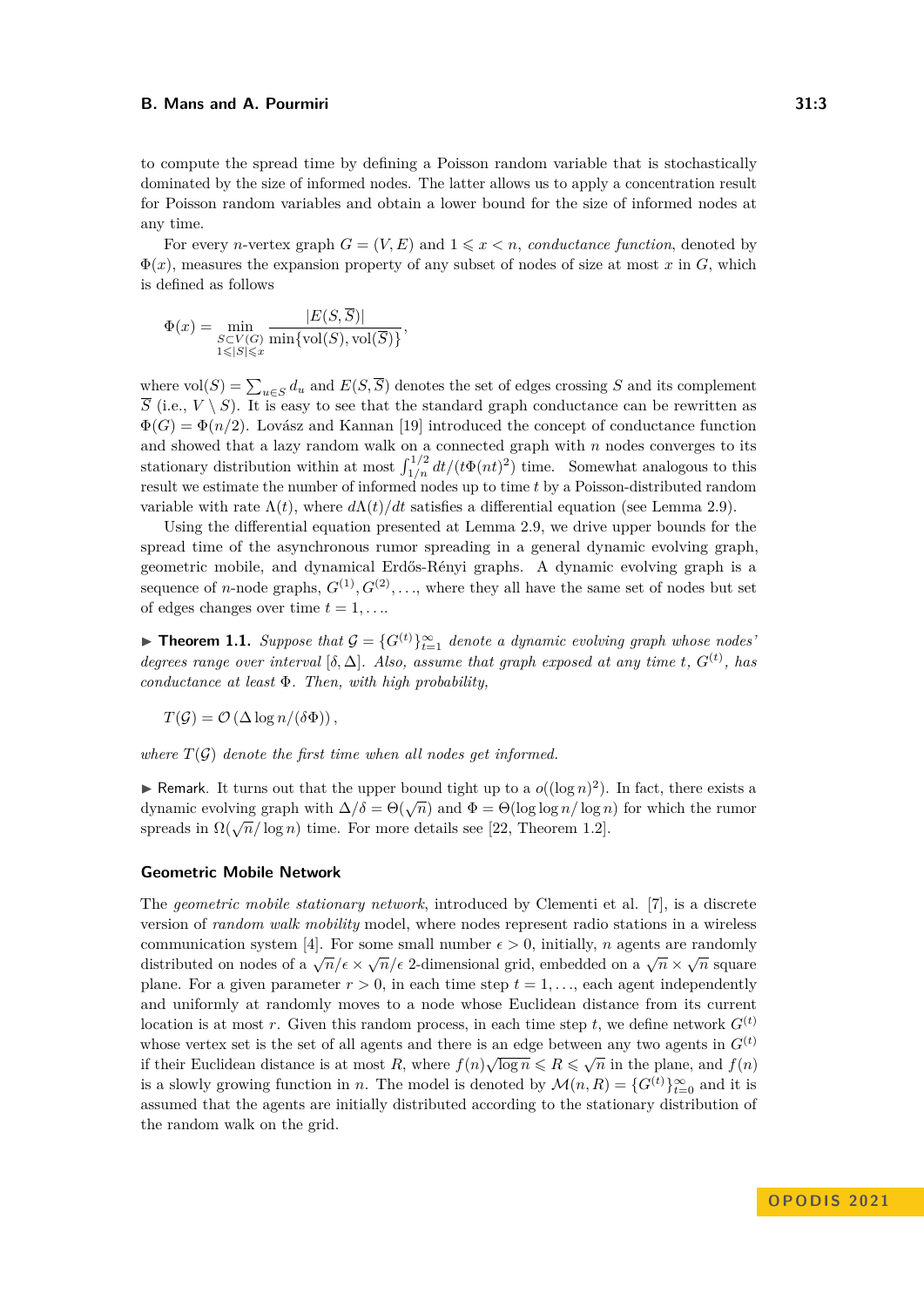to compute the spread time by defining a Poisson random variable that is stochastically dominated by the size of informed nodes. The latter allows us to apply a concentration result for Poisson random variables and obtain a lower bound for the size of informed nodes at any time.

For every $n$-vertex graph $G = (V, E)$ and $1 \leqslant x < n$, *conductance function*, denoted by $\Phi(x)$, measures the expansion property of any subset of nodes of size at most $x$ in $G$, which is defined as follows

$$\Phi(x) = \min_{\substack{S \subset V(G) \\ 1 \leqslant |S| \leqslant x}} \frac{|E(S, \overline{S})|}{\min\{\text{vol}(S), \text{vol}(\overline{S})\}},$$

where $\text{vol}(S) = \sum_{u \in S} d_u$ and $E(S, \overline{S})$ denotes the set of edges crossing $S$ and its complement $\overline{S}$ (i.e., $V \setminus S$). It is easy to see that the standard graph conductance can be rewritten as $\Phi(G) = \Phi(n/2)$. Lovász and Kannan [19] introduced the concept of conductance function and showed that a lazy random walk on a connected graph with $n$ nodes converges to its stationary distribution within at most $\int_{1/n}^{1/2} dt/(t\Phi(nt)^2)$ time. Somewhat analogous to this result we estimate the number of informed nodes up to time $t$ by a Poisson-distributed random variable with rate $\Lambda(t)$, where $d\Lambda(t)/dt$ satisfies a differential equation (see Lemma 2.9).

Using the differential equation presented at Lemma 2.9, we drive upper bounds for the spread time of the asynchronous rumor spreading in a general dynamic evolving graph, geometric mobile, and dynamical Erdős-Rényi graphs. A dynamic evolving graph is a sequence of $n$-node graphs, $G^{(1)}, G^{(2)}, \ldots$, where they all have the same set of nodes but set of edges changes over time $t = 1, \ldots$.

► **Theorem 1.1.** *Suppose that $\mathcal{G} = \{G^{(t)}\}_{t=1}^{\infty}$ denote a dynamic evolving graph whose nodes' degrees range over interval $[\delta, \Delta]$. Also, assume that graph exposed at any time $t$, $G^{(t)}$, has conductance at least $\Phi$. Then, with high probability,*

$$T(\mathcal{G}) = \mathcal{O}\left(\Delta \log n/(\delta\Phi)\right),$$

*where $T(\mathcal{G})$ denote the first time when all nodes get informed.*

► Remark. It turns out that the upper bound tight up to a $o((\log n)^2)$. In fact, there exists a dynamic evolving graph with $\Delta/\delta = \Theta(\sqrt{n})$ and $\Phi = \Theta(\log\log n/\log n)$ for which the rumor spreads in $\Omega(\sqrt{n}/\log n)$ time. For more details see [22, Theorem 1.2].

### Geometric Mobile Network

The *geometric mobile stationary network*, introduced by Clementi et al. [7], is a discrete version of *random walk mobility* model, where nodes represent radio stations in a wireless communication system [4]. For some small number $\epsilon > 0$, initially, $n$ agents are randomly distributed on nodes of a $\sqrt{n}/\epsilon \times \sqrt{n}/\epsilon$ 2-dimensional grid, embedded on a $\sqrt{n} \times \sqrt{n}$ square plane. For a given parameter $r > 0$, in each time step $t = 1, \ldots$, each agent independently and uniformly at randomly moves to a node whose Euclidean distance from its current location is at most $r$. Given this random process, in each time step $t$, we define network $G^{(t)}$ whose vertex set is the set of all agents and there is an edge between any two agents in $G^{(t)}$ if their Euclidean distance is at most $R$, where $f(n)\sqrt{\log n} \leqslant R \leqslant \sqrt{n}$ in the plane, and $f(n)$ is a slowly growing function in $n$. The model is denoted by $\mathcal{M}(n, R) = \{G^{(t)}\}_{t=0}^{\infty}$ and it is assumed that the agents are initially distributed according to the stationary distribution of the random walk on the grid.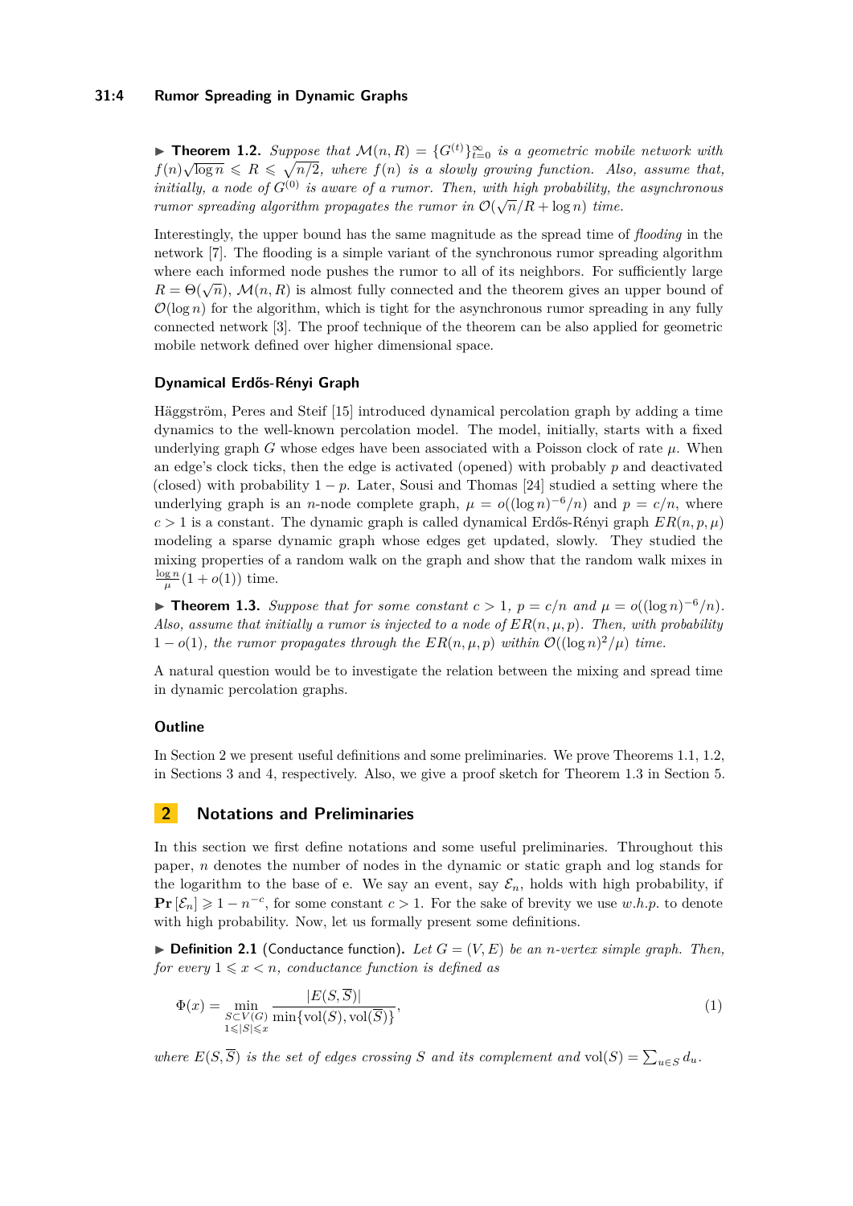▶ **Theorem 1.2.** *Suppose that $\mathcal{M}(n, R) = \{G^{(t)}\}_{t=0}^{\infty}$ is a geometric mobile network with $f(n)\sqrt{\log n} \leqslant R \leqslant \sqrt{n/2}$, where $f(n)$ is a slowly growing function. Also, assume that, initially, a node of $G^{(0)}$ is aware of a rumor. Then, with high probability, the asynchronous rumor spreading algorithm propagates the rumor in $\mathcal{O}(\sqrt{n}/R + \log n)$ time.*

Interestingly, the upper bound has the same magnitude as the spread time of *flooding* in the network [7]. The flooding is a simple variant of the synchronous rumor spreading algorithm where each informed node pushes the rumor to all of its neighbors. For sufficiently large $R = \Theta(\sqrt{n})$, $\mathcal{M}(n, R)$ is almost fully connected and the theorem gives an upper bound of $\mathcal{O}(\log n)$ for the algorithm, which is tight for the asynchronous rumor spreading in any fully connected network [3]. The proof technique of the theorem can be also applied for geometric mobile network defined over higher dimensional space.

### Dynamical Erdős-Rényi Graph

Häggström, Peres and Steif [15] introduced dynamical percolation graph by adding a time dynamics to the well-known percolation model. The model, initially, starts with a fixed underlying graph $G$ whose edges have been associated with a Poisson clock of rate $\mu$. When an edge's clock ticks, then the edge is activated (opened) with probably $p$ and deactivated (closed) with probability $1 - p$. Later, Sousi and Thomas [24] studied a setting where the underlying graph is an $n$-node complete graph, $\mu = o((\log n)^{-6}/n)$ and $p = c/n$, where $c > 1$ is a constant. The dynamic graph is called dynamical Erdős-Rényi graph $ER(n, p, \mu)$ modeling a sparse dynamic graph whose edges get updated, slowly. They studied the mixing properties of a random walk on the graph and show that the random walk mixes in $\frac{\log n}{\mu}(1 + o(1))$ time.

▶ **Theorem 1.3.** *Suppose that for some constant $c > 1$, $p = c/n$ and $\mu = o((\log n)^{-6}/n)$. Also, assume that initially a rumor is injected to a node of $ER(n, \mu, p)$. Then, with probability $1 - o(1)$, the rumor propagates through the $ER(n, \mu, p)$ within $\mathcal{O}((\log n)^2/\mu)$ time.*

A natural question would be to investigate the relation between the mixing and spread time in dynamic percolation graphs.

### Outline

In Section 2 we present useful definitions and some preliminaries. We prove Theorems 1.1, 1.2, in Sections 3 and 4, respectively. Also, we give a proof sketch for Theorem 1.3 in Section 5.

## 2 Notations and Preliminaries

In this section we first define notations and some useful preliminaries. Throughout this paper, $n$ denotes the number of nodes in the dynamic or static graph and log stands for the logarithm to the base of e. We say an event, say $\mathcal{E}_n$, holds with high probability, if $\mathbf{Pr}[\mathcal{E}_n] \geqslant 1 - n^{-c}$, for some constant $c > 1$. For the sake of brevity we use *w.h.p.* to denote with high probability. Now, let us formally present some definitions.

▶ **Definition 2.1** (Conductance function). *Let $G = (V, E)$ be an $n$-vertex simple graph. Then, for every $1 \leqslant x < n$, conductance function is defined as*

$$\Phi(x) = \min_{\substack{S \subset V(G) \\ 1 \leqslant |S| \leqslant x}} \frac{|E(S, \overline{S})|}{\min\{\mathrm{vol}(S), \mathrm{vol}(\overline{S})\}}, \tag{1}$$

*where $E(S, \overline{S})$ is the set of edges crossing $S$ and its complement and $\mathrm{vol}(S) = \sum_{u \in S} d_u$.*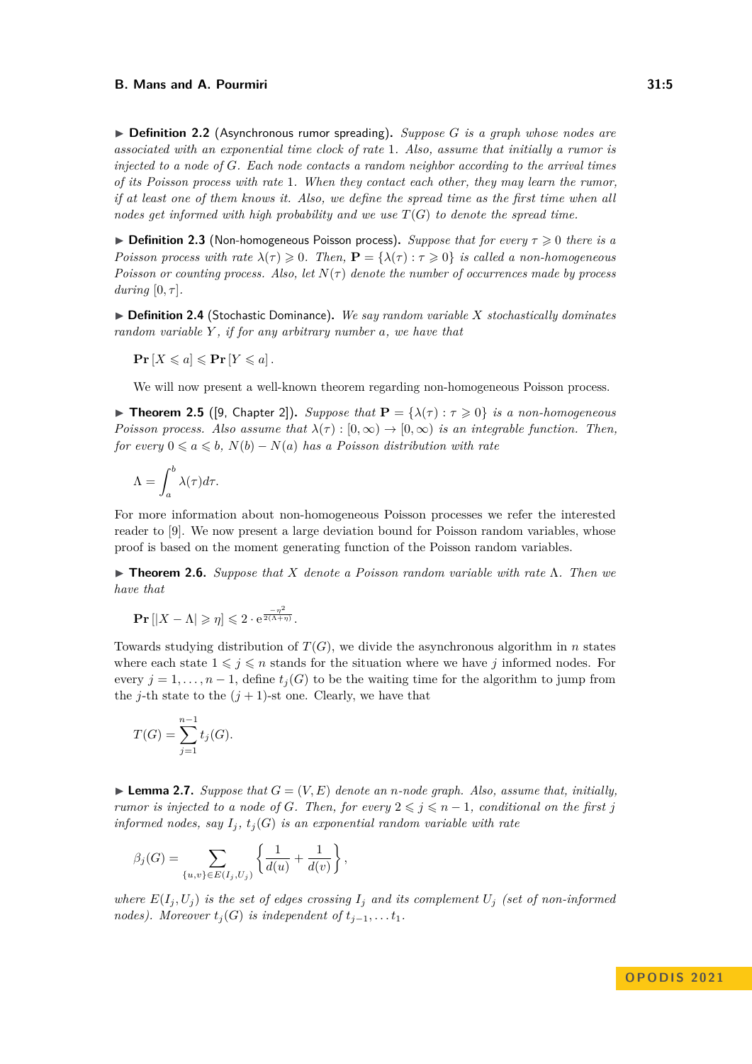▶ **Definition 2.2** (Asynchronous rumor spreading). *Suppose $G$ is a graph whose nodes are associated with an exponential time clock of rate 1. Also, assume that initially a rumor is injected to a node of $G$. Each node contacts a random neighbor according to the arrival times of its Poisson process with rate 1. When they contact each other, they may learn the rumor, if at least one of them knows it. Also, we define the spread time as the first time when all nodes get informed with high probability and we use $T(G)$ to denote the spread time.*

▶ **Definition 2.3** (Non-homogeneous Poisson process). *Suppose that for every $\tau \geqslant 0$ there is a Poisson process with rate $\lambda(\tau) \geqslant 0$. Then, $\mathbf{P} = \{\lambda(\tau) : \tau \geqslant 0\}$ is called a non-homogeneous Poisson or counting process. Also, let $N(\tau)$ denote the number of occurrences made by process during $[0, \tau]$.*

▶ **Definition 2.4** (Stochastic Dominance). *We say random variable $X$ stochastically dominates random variable $Y$, if for any arbitrary number $a$, we have that*

$$\mathbf{Pr}\left[X \leqslant a\right] \leqslant \mathbf{Pr}\left[Y \leqslant a\right].$$

We will now present a well-known theorem regarding non-homogeneous Poisson process.

▶ **Theorem 2.5** ([9, Chapter 2]). *Suppose that $\mathbf{P} = \{\lambda(\tau) : \tau \geqslant 0\}$ is a non-homogeneous Poisson process. Also assume that $\lambda(\tau) : [0, \infty) \to [0, \infty)$ is an integrable function. Then, for every $0 \leqslant a \leqslant b$, $N(b) - N(a)$ has a Poisson distribution with rate*

$$\Lambda = \int_a^b \lambda(\tau) d\tau.$$

For more information about non-homogeneous Poisson processes we refer the interested reader to [9]. We now present a large deviation bound for Poisson random variables, whose proof is based on the moment generating function of the Poisson random variables.

▶ **Theorem 2.6.** *Suppose that $X$ denote a Poisson random variable with rate $\Lambda$. Then we have that*

$$\mathbf{Pr}\left[|X - \Lambda| \geqslant \eta\right] \leqslant 2 \cdot \mathrm{e}^{\frac{-\eta^2}{2(\Lambda+\eta)}}.$$

Towards studying distribution of $T(G)$, we divide the asynchronous algorithm in $n$ states where each state $1 \leqslant j \leqslant n$ stands for the situation where we have $j$ informed nodes. For every $j = 1, \ldots, n-1$, define $t_j(G)$ to be the waiting time for the algorithm to jump from the $j$-th state to the $(j+1)$-st one. Clearly, we have that

$$T(G) = \sum_{j=1}^{n-1} t_j(G).$$

▶ **Lemma 2.7.** *Suppose that $G = (V, E)$ denote an $n$-node graph. Also, assume that, initially, rumor is injected to a node of $G$. Then, for every $2 \leqslant j \leqslant n-1$, conditional on the first $j$ informed nodes, say $I_j$, $t_j(G)$ is an exponential random variable with rate*

$$\beta_j(G) = \sum_{\{u,v\} \in E(I_j, U_j)} \left\{\frac{1}{d(u)} + \frac{1}{d(v)}\right\},$$

*where $E(I_j, U_j)$ is the set of edges crossing $I_j$ and its complement $U_j$ (set of non-informed nodes). Moreover $t_j(G)$ is independent of $t_{j-1}, \ldots t_1$.*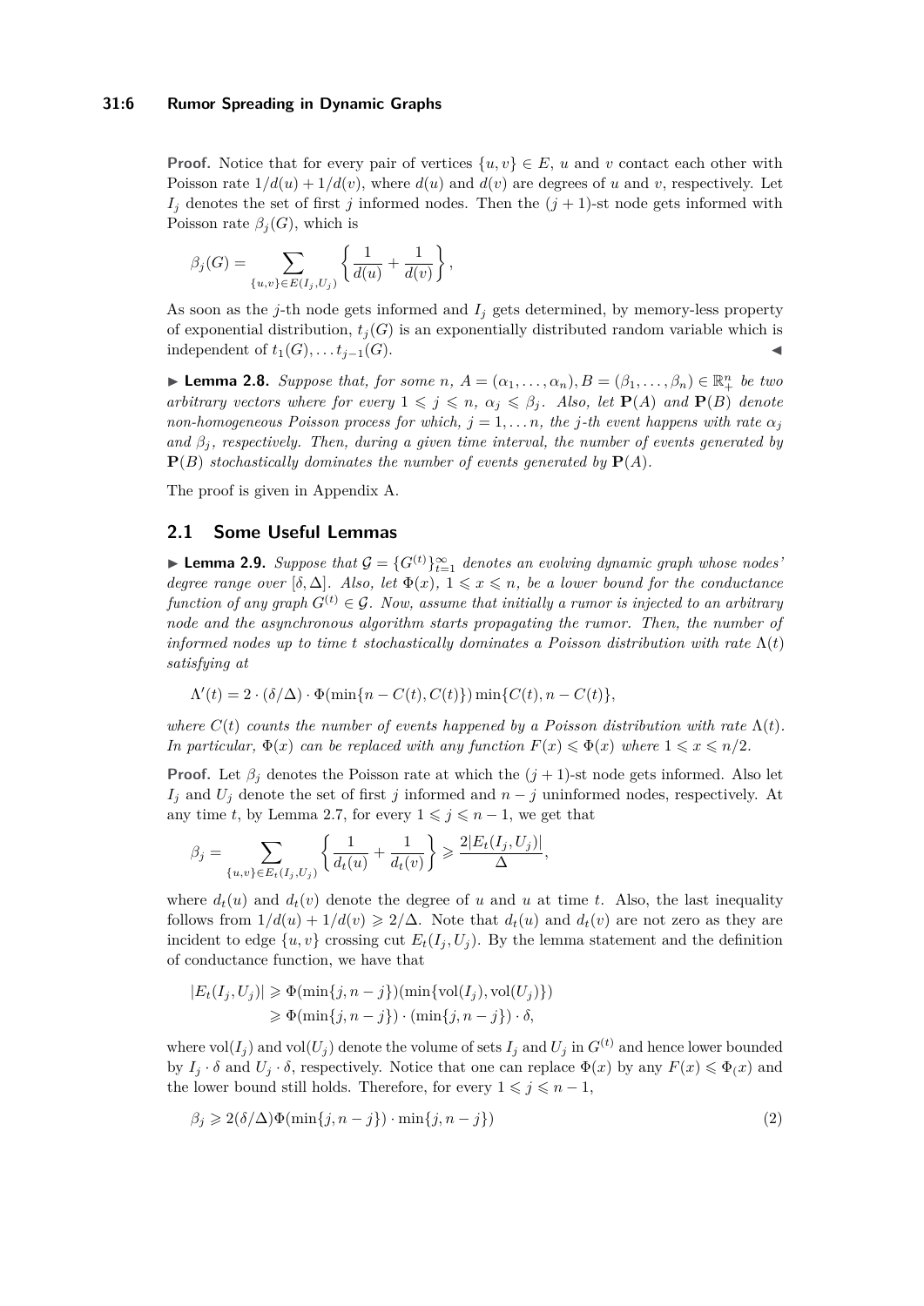**Proof.** Notice that for every pair of vertices $\{u, v\} \in E$, $u$ and $v$ contact each other with Poisson rate $1/d(u) + 1/d(v)$, where $d(u)$ and $d(v)$ are degrees of $u$ and $v$, respectively. Let $I_j$ denotes the set of first $j$ informed nodes. Then the $(j+1)$-st node gets informed with Poisson rate $\beta_j(G)$, which is

$$\beta_j(G) = \sum_{\{u,v\} \in E(I_j, U_j)} \left\{ \frac{1}{d(u)} + \frac{1}{d(v)} \right\},$$

As soon as the $j$-th node gets informed and $I_j$ gets determined, by memory-less property of exponential distribution, $t_j(G)$ is an exponentially distributed random variable which is independent of $t_1(G), \ldots t_{j-1}(G)$. ◀

▶ **Lemma 2.8.** *Suppose that, for some $n$, $A = (\alpha_1, \ldots, \alpha_n), B = (\beta_1, \ldots, \beta_n) \in \mathbb{R}_+^n$ be two arbitrary vectors where for every $1 \leqslant j \leqslant n$, $\alpha_j \leqslant \beta_j$. Also, let $\mathbf{P}(A)$ and $\mathbf{P}(B)$ denote non-homogeneous Poisson process for which, $j = 1, \ldots n$, the $j$-th event happens with rate $\alpha_j$ and $\beta_j$, respectively. Then, during a given time interval, the number of events generated by $\mathbf{P}(B)$ stochastically dominates the number of events generated by $\mathbf{P}(A)$.*

The proof is given in Appendix A.

## 2.1 Some Useful Lemmas

▶ **Lemma 2.9.** *Suppose that $\mathcal{G} = \{G^{(t)}\}_{t=1}^{\infty}$ denotes an evolving dynamic graph whose nodes' degree range over $[\delta, \Delta]$. Also, let $\Phi(x)$, $1 \leqslant x \leqslant n$, be a lower bound for the conductance function of any graph $G^{(t)} \in \mathcal{G}$. Now, assume that initially a rumor is injected to an arbitrary node and the asynchronous algorithm starts propagating the rumor. Then, the number of informed nodes up to time $t$ stochastically dominates a Poisson distribution with rate $\Lambda(t)$ satisfying at*

$$\Lambda'(t) = 2 \cdot (\delta/\Delta) \cdot \Phi(\min\{n - C(t), C(t)\}) \min\{C(t), n - C(t)\},$$

*where $C(t)$ counts the number of events happened by a Poisson distribution with rate $\Lambda(t)$. In particular, $\Phi(x)$ can be replaced with any function $F(x) \leqslant \Phi(x)$ where $1 \leqslant x \leqslant n/2$.*

**Proof.** Let $\beta_j$ denotes the Poisson rate at which the $(j+1)$-st node gets informed. Also let $I_j$ and $U_j$ denote the set of first $j$ informed and $n - j$ uninformed nodes, respectively. At any time $t$, by Lemma 2.7, for every $1 \leqslant j \leqslant n - 1$, we get that

$$\beta_j = \sum_{\{u,v\} \in E_t(I_j, U_j)} \left\{ \frac{1}{d_t(u)} + \frac{1}{d_t(v)} \right\} \geqslant \frac{2|E_t(I_j, U_j)|}{\Delta},$$

where $d_t(u)$ and $d_t(v)$ denote the degree of $u$ and $u$ at time $t$. Also, the last inequality follows from $1/d(u) + 1/d(v) \geqslant 2/\Delta$. Note that $d_t(u)$ and $d_t(v)$ are not zero as they are incident to edge $\{u, v\}$ crossing cut $E_t(I_j, U_j)$. By the lemma statement and the definition of conductance function, we have that

$$\begin{aligned}
|E_t(I_j, U_j)| &\geqslant \Phi(\min\{j, n-j\})(\min\{\mathrm{vol}(I_j), \mathrm{vol}(U_j)\}) \\
&\geqslant \Phi(\min\{j, n-j\}) \cdot (\min\{j, n-j\}) \cdot \delta,
\end{aligned}$$

where $\mathrm{vol}(I_j)$ and $\mathrm{vol}(U_j)$ denote the volume of sets $I_j$ and $U_j$ in $G^{(t)}$ and hence lower bounded by $I_j \cdot \delta$ and $U_j \cdot \delta$, respectively. Notice that one can replace $\Phi(x)$ by any $F(x) \leqslant \Phi_(x)$ and the lower bound still holds. Therefore, for every $1 \leqslant j \leqslant n - 1$,

$$\beta_j \geqslant 2(\delta/\Delta)\Phi(\min\{j, n-j\}) \cdot \min\{j, n-j\}) \tag{2}$$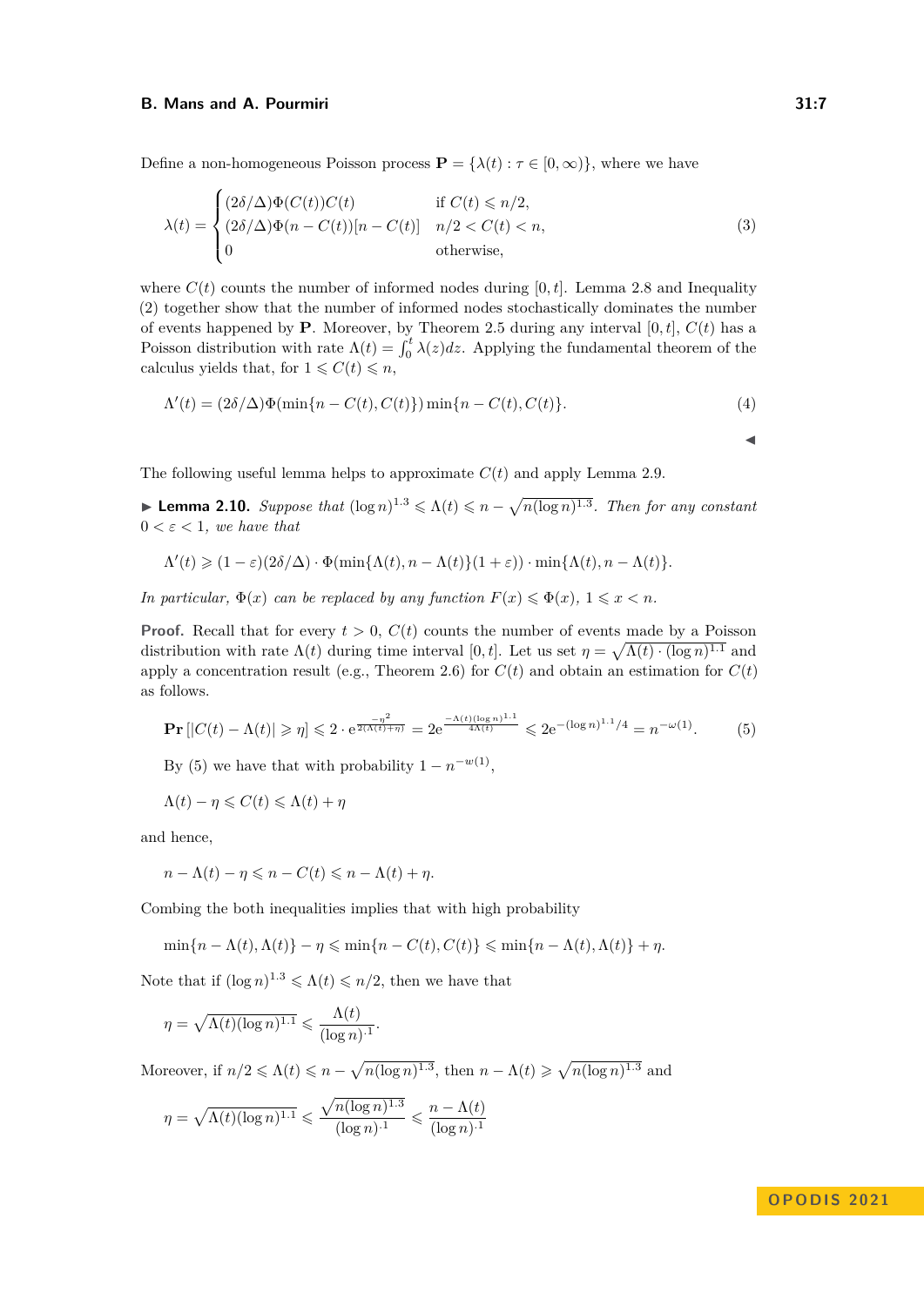Define a non-homogeneous Poisson process $\mathbf{P} = \{\lambda(t) : \tau \in [0, \infty)\}$, where we have

$$\lambda(t) = \begin{cases} (2\delta/\Delta)\Phi(C(t))C(t) & \text{if } C(t) \leqslant n/2, \\ (2\delta/\Delta)\Phi(n - C(t))[n - C(t)] & n/2 < C(t) < n, \\ 0 & \text{otherwise,} \end{cases} \tag{3}$$

where $C(t)$ counts the number of informed nodes during $[0, t]$. Lemma 2.8 and Inequality (2) together show that the number of informed nodes stochastically dominates the number of events happened by $\mathbf{P}$. Moreover, by Theorem 2.5 during any interval $[0, t]$, $C(t)$ has a Poisson distribution with rate $\Lambda(t) = \int_0^t \lambda(z)dz$. Applying the fundamental theorem of the calculus yields that, for $1 \leqslant C(t) \leqslant n$,

$$\Lambda'(t) = (2\delta/\Delta)\Phi(\min\{n - C(t), C(t)\}) \min\{n - C(t), C(t)\}. \tag{4}$$

◀

The following useful lemma helps to approximate $C(t)$ and apply Lemma 2.9.

▶ **Lemma 2.10.** *Suppose that* $(\log n)^{1.3} \leqslant \Lambda(t) \leqslant n - \sqrt{n(\log n)^{1.3}}$*. Then for any constant* $0 < \varepsilon < 1$*, we have that*

$$\Lambda'(t) \geqslant (1 - \varepsilon)(2\delta/\Delta) \cdot \Phi(\min\{\Lambda(t), n - \Lambda(t)\}(1 + \varepsilon)) \cdot \min\{\Lambda(t), n - \Lambda(t)\}.$$

*In particular,* $\Phi(x)$ *can be replaced by any function* $F(x) \leqslant \Phi(x)$*,* $1 \leqslant x < n$*.*

**Proof.** Recall that for every $t > 0$, $C(t)$ counts the number of events made by a Poisson distribution with rate $\Lambda(t)$ during time interval $[0, t]$. Let us set $\eta = \sqrt{\Lambda(t) \cdot (\log n)^{1.1}}$ and apply a concentration result (e.g., Theorem 2.6) for $C(t)$ and obtain an estimation for $C(t)$ as follows.

$$\mathbf{Pr}\left[|C(t) - \Lambda(t)| \geqslant \eta\right] \leqslant 2 \cdot \mathrm{e}^{\frac{-\eta^2}{2(\Lambda(t)+\eta)}} = 2\mathrm{e}^{\frac{-\Lambda(t)(\log n)^{1.1}}{4\Lambda(t)}} \leqslant 2\mathrm{e}^{-(\log n)^{1.1}/4} = n^{-\omega(1)}. \tag{5}$$

By (5) we have that with probability $1 - n^{-w(1)}$,

$$\Lambda(t) - \eta \leqslant C(t) \leqslant \Lambda(t) + \eta$$

and hence,

$$n - \Lambda(t) - \eta \leqslant n - C(t) \leqslant n - \Lambda(t) + \eta.$$

Combing the both inequalities implies that with high probability

$$\min\{n - \Lambda(t), \Lambda(t)\} - \eta \leqslant \min\{n - C(t), C(t)\} \leqslant \min\{n - \Lambda(t), \Lambda(t)\} + \eta.$$

Note that if $(\log n)^{1.3} \leqslant \Lambda(t) \leqslant n/2$, then we have that

$$\eta = \sqrt{\Lambda(t)(\log n)^{1.1}} \leqslant \frac{\Lambda(t)}{(\log n)^{.1}}.$$

Moreover, if $n/2 \leqslant \Lambda(t) \leqslant n - \sqrt{n(\log n)^{1.3}}$, then $n - \Lambda(t) \geqslant \sqrt{n(\log n)^{1.3}}$ and

$$\eta = \sqrt{\Lambda(t)(\log n)^{1.1}} \leqslant \frac{\sqrt{n(\log n)^{1.3}}}{(\log n)^{.1}} \leqslant \frac{n - \Lambda(t)}{(\log n)^{.1}}$$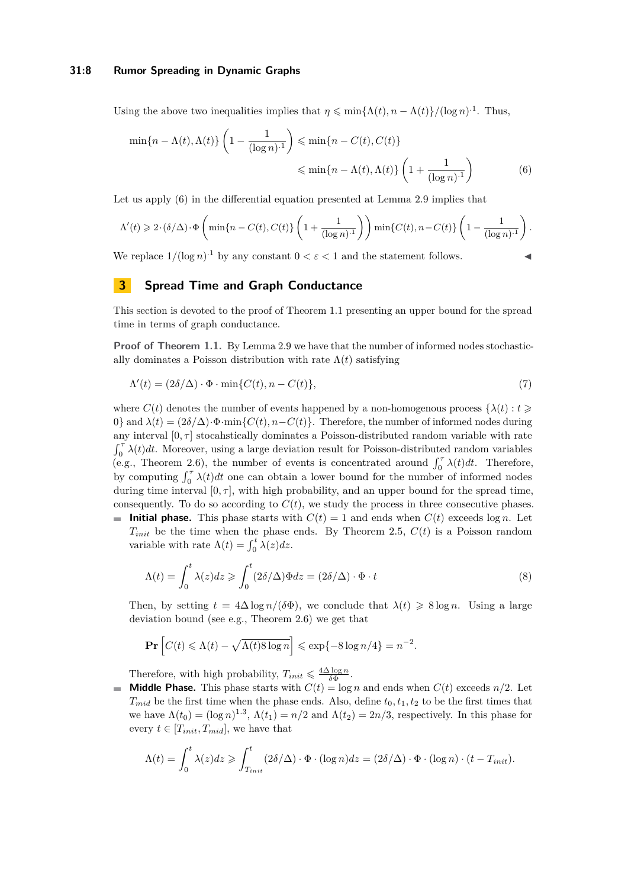Using the above two inequalities implies that $\eta \leqslant \min\{\Lambda(t), n - \Lambda(t)\}/(\log n)^{.1}$. Thus,

$$\min\{n-\Lambda(t),\Lambda(t)\}\left(1-\frac{1}{(\log n)^{.1}}\right) \leqslant \min\{n-C(t),C(t)\} \leqslant \min\{n-\Lambda(t),\Lambda(t)\}\left(1+\frac{1}{(\log n)^{.1}}\right) \tag{6}$$

Let us apply (6) in the differential equation presented at Lemma 2.9 implies that

$$\Lambda'(t) \geqslant 2\cdot(\delta/\Delta)\cdot\Phi\left(\min\{n-C(t),C(t)\}\left(1+\frac{1}{(\log n)^{.1}}\right)\right)\min\{C(t),n-C(t)\}\left(1-\frac{1}{(\log n)^{.1}}\right).$$

We replace $1/(\log n)^{.1}$ by any constant $0 < \varepsilon < 1$ and the statement follows. ◀

# 3 Spread Time and Graph Conductance

This section is devoted to the proof of Theorem 1.1 presenting an upper bound for the spread time in terms of graph conductance.

**Proof of Theorem 1.1.** By Lemma 2.9 we have that the number of informed nodes stochastically dominates a Poisson distribution with rate $\Lambda(t)$ satisfying

$$\Lambda'(t) = (2\delta/\Delta)\cdot\Phi\cdot\min\{C(t), n-C(t)\}, \tag{7}$$

where $C(t)$ denotes the number of events happened by a non-homogenous process $\{\lambda(t) : t \geqslant 0\}$ and $\lambda(t) = (2\delta/\Delta)\cdot\Phi\cdot\min\{C(t), n-C(t)\}$. Therefore, the number of informed nodes during any interval $[0,\tau]$ stocahstically dominates a Poisson-distributed random variable with rate $\int_0^\tau \lambda(t)dt$. Moreover, using a large deviation result for Poisson-distributed random variables (e.g., Theorem 2.6), the number of events is concentrated around $\int_0^\tau \lambda(t)dt$. Therefore, by computing $\int_0^\tau \lambda(t)dt$ one can obtain a lower bound for the number of informed nodes during time interval $[0,\tau]$, with high probability, and an upper bound for the spread time, consequently. To do so according to $C(t)$, we study the process in three consecutive phases.

- **Initial phase.** This phase starts with $C(t) = 1$ and ends when $C(t)$ exceeds $\log n$. Let $T_{init}$ be the time when the phase ends. By Theorem 2.5, $C(t)$ is a Poisson random variable with rate $\Lambda(t) = \int_0^t \lambda(z)dz$.

$$\Lambda(t) = \int_0^t \lambda(z)dz \geqslant \int_0^t (2\delta/\Delta)\Phi dz = (2\delta/\Delta)\cdot\Phi\cdot t \tag{8}$$

  Then, by setting $t = 4\Delta\log n/(\delta\Phi)$, we conclude that $\lambda(t) \geqslant 8\log n$. Using a large deviation bound (see e.g., Theorem 2.6) we get that

$$\mathbf{Pr}\left[C(t) \leqslant \Lambda(t) - \sqrt{\Lambda(t)8\log n}\right] \leqslant \exp\{-8\log n/4\} = n^{-2}.$$

  Therefore, with high probability, $T_{init} \leqslant \frac{4\Delta\log n}{\delta\Phi}$.

- **Middle Phase.** This phase starts with $C(t) = \log n$ and ends when $C(t)$ exceeds $n/2$. Let $T_{mid}$ be the first time when the phase ends. Also, define $t_0, t_1, t_2$ to be the first times that we have $\Lambda(t_0) = (\log n)^{1.3}$, $\Lambda(t_1) = n/2$ and $\Lambda(t_2) = 2n/3$, respectively. In this phase for every $t \in [T_{init}, T_{mid}]$, we have that

$$\Lambda(t) = \int_0^t \lambda(z)dz \geqslant \int_{T_{init}}^t (2\delta/\Delta)\cdot\Phi\cdot(\log n)dz = (2\delta/\Delta)\cdot\Phi\cdot(\log n)\cdot(t - T_{init}).$$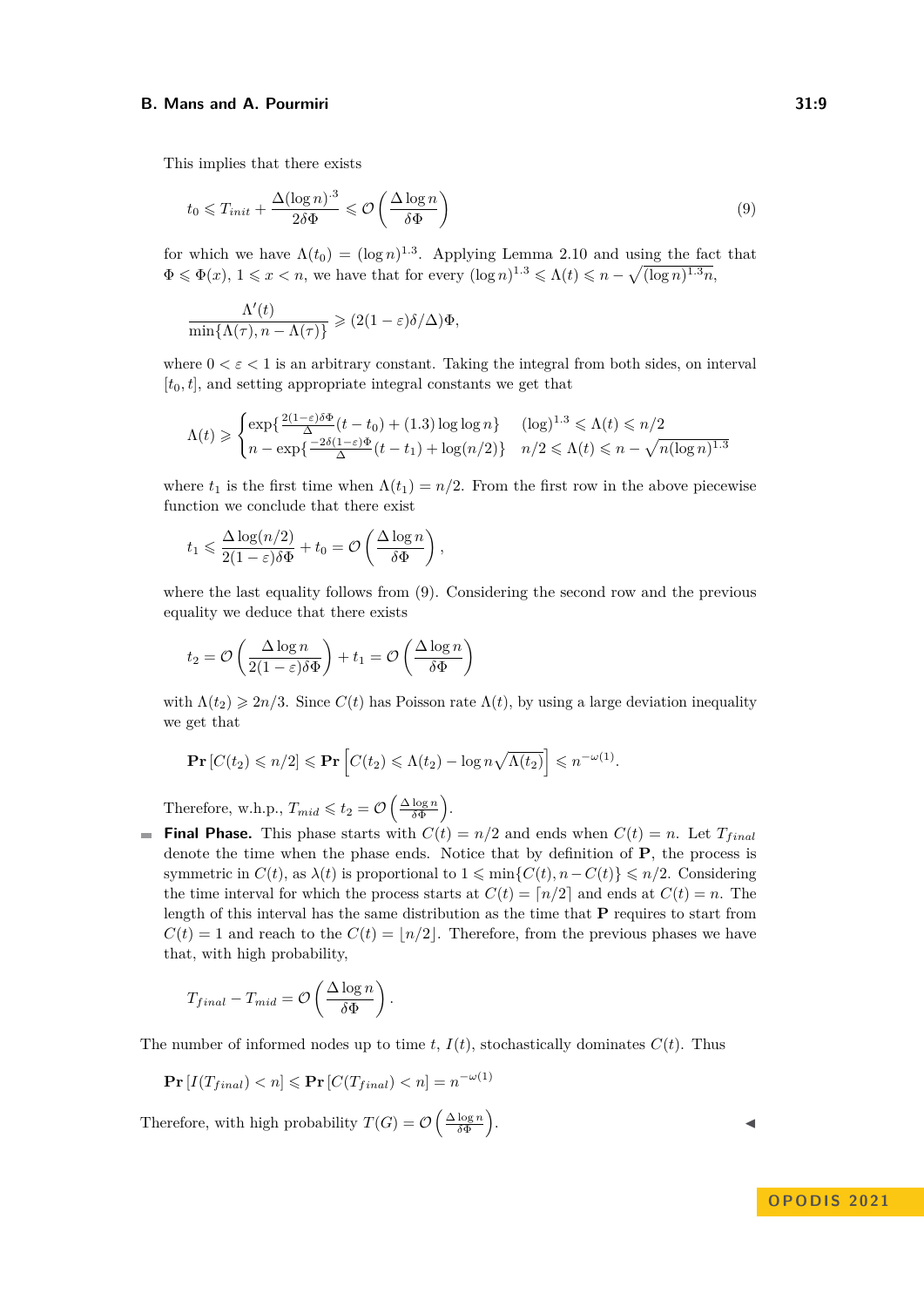This implies that there exists

$$t_0 \leqslant T_{init} + \frac{\Delta(\log n)^{.3}}{2\delta\Phi} \leqslant \mathcal{O}\left(\frac{\Delta \log n}{\delta\Phi}\right) \tag{9}$$

for which we have $\Lambda(t_0) = (\log n)^{1.3}$. Applying Lemma 2.10 and using the fact that $\Phi \leqslant \Phi(x)$, $1 \leqslant x < n$, we have that for every $(\log n)^{1.3} \leqslant \Lambda(t) \leqslant n - \sqrt{(\log n)^{1.3} n}$,

$$\frac{\Lambda'(t)}{\min\{\Lambda(\tau), n - \Lambda(\tau)\}} \geqslant (2(1-\varepsilon)\delta/\Delta)\Phi,$$

where $0 < \varepsilon < 1$ is an arbitrary constant. Taking the integral from both sides, on interval $[t_0, t]$, and setting appropriate integral constants we get that

$$\Lambda(t) \geqslant \begin{cases} \exp\{\frac{2(1-\varepsilon)\delta\Phi}{\Delta}(t - t_0) + (1.3)\log\log n\} & (\log)^{1.3} \leqslant \Lambda(t) \leqslant n/2 \\ n - \exp\{\frac{-2\delta(1-\varepsilon)\Phi}{\Delta}(t - t_1) + \log(n/2)\} & n/2 \leqslant \Lambda(t) \leqslant n - \sqrt{n(\log n)^{1.3}} \end{cases}$$

where $t_1$ is the first time when $\Lambda(t_1) = n/2$. From the first row in the above piecewise function we conclude that there exist

$$t_1 \leqslant \frac{\Delta \log(n/2)}{2(1-\varepsilon)\delta\Phi} + t_0 = \mathcal{O}\left(\frac{\Delta \log n}{\delta\Phi}\right),$$

where the last equality follows from (9). Considering the second row and the previous equality we deduce that there exists

$$t_2 = \mathcal{O}\left(\frac{\Delta \log n}{2(1-\varepsilon)\delta\Phi}\right) + t_1 = \mathcal{O}\left(\frac{\Delta \log n}{\delta\Phi}\right)$$

with $\Lambda(t_2) \geqslant 2n/3$. Since $C(t)$ has Poisson rate $\Lambda(t)$, by using a large deviation inequality we get that

$$\mathbf{Pr}\left[C(t_2) \leqslant n/2\right] \leqslant \mathbf{Pr}\left[C(t_2) \leqslant \Lambda(t_2) - \log n\sqrt{\Lambda(t_2)}\right] \leqslant n^{-\omega(1)}.$$

Therefore, w.h.p., $T_{mid} \leqslant t_2 = \mathcal{O}\left(\frac{\Delta \log n}{\delta\Phi}\right)$.

- **Final Phase.** This phase starts with $C(t) = n/2$ and ends when $C(t) = n$. Let $T_{final}$ denote the time when the phase ends. Notice that by definition of $\mathbf{P}$, the process is symmetric in $C(t)$, as $\lambda(t)$ is proportional to $1 \leqslant \min\{C(t), n - C(t)\} \leqslant n/2$. Considering the time interval for which the process starts at $C(t) = \lceil n/2 \rceil$ and ends at $C(t) = n$. The length of this interval has the same distribution as the time that $\mathbf{P}$ requires to start from $C(t) = 1$ and reach to the $C(t) = \lfloor n/2 \rfloor$. Therefore, from the previous phases we have that, with high probability,

$$T_{final} - T_{mid} = \mathcal{O}\left(\frac{\Delta \log n}{\delta\Phi}\right).$$

The number of informed nodes up to time $t$, $I(t)$, stochastically dominates $C(t)$. Thus

$$\mathbf{Pr}\left[I(T_{final}) < n\right] \leqslant \mathbf{Pr}\left[C(T_{final}) < n\right] = n^{-\omega(1)}$$

Therefore, with high probability $T(G) = \mathcal{O}\left(\frac{\Delta \log n}{\delta\Phi}\right)$. ◀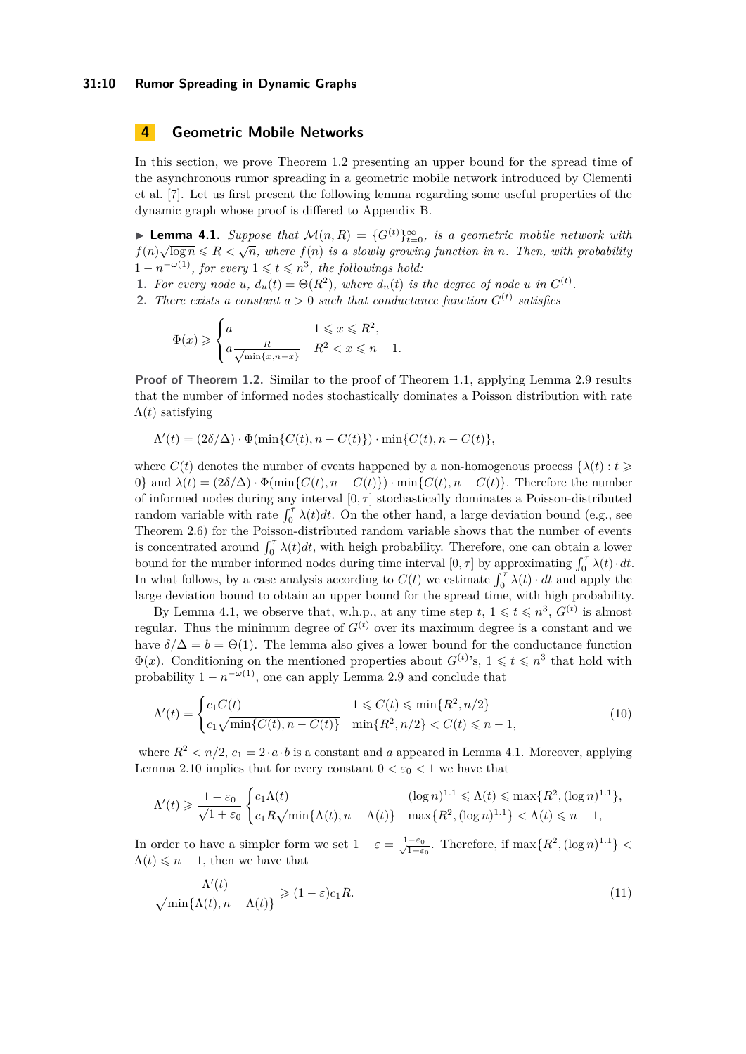# 4 Geometric Mobile Networks

In this section, we prove Theorem 1.2 presenting an upper bound for the spread time of the asynchronous rumor spreading in a geometric mobile network introduced by Clementi et al. [7]. Let us first present the following lemma regarding some useful properties of the dynamic graph whose proof is differed to Appendix B.

▶ **Lemma 4.1.** *Suppose that $\mathcal{M}(n, R) = \{G^{(t)}\}_{t=0}^{\infty}$, is a geometric mobile network with $f(n)\sqrt{\log n} \leqslant R < \sqrt{n}$, where $f(n)$ is a slowly growing function in $n$. Then, with probability $1 - n^{-\omega(1)}$, for every $1 \leqslant t \leqslant n^3$, the followings hold:*

1. *For every node $u$, $d_u(t) = \Theta(R^2)$, where $d_u(t)$ is the degree of node $u$ in $G^{(t)}$.*
2. *There exists a constant $a > 0$ such that conductance function $G^{(t)}$ satisfies*

$$\Phi(x) \geqslant \begin{cases} a & 1 \leqslant x \leqslant R^2, \\ a\frac{R}{\sqrt{\min\{x, n-x\}}} & R^2 < x \leqslant n-1. \end{cases}$$

**Proof of Theorem 1.2.** Similar to the proof of Theorem 1.1, applying Lemma 2.9 results that the number of informed nodes stochastically dominates a Poisson distribution with rate $\Lambda(t)$ satisfying

$$\Lambda'(t) = (2\delta/\Delta) \cdot \Phi(\min\{C(t), n - C(t)\}) \cdot \min\{C(t), n - C(t)\},$$

where $C(t)$ denotes the number of events happened by a non-homogenous process $\{\lambda(t) : t \geqslant 0\}$ and $\lambda(t) = (2\delta/\Delta) \cdot \Phi(\min\{C(t), n - C(t)\}) \cdot \min\{C(t), n - C(t)\}$. Therefore the number of informed nodes during any interval $[0, \tau]$ stochastically dominates a Poisson-distributed random variable with rate $\int_0^\tau \lambda(t)dt$. On the other hand, a large deviation bound (e.g., see Theorem 2.6) for the Poisson-distributed random variable shows that the number of events is concentrated around $\int_0^\tau \lambda(t)dt$, with heigh probability. Therefore, one can obtain a lower bound for the number informed nodes during time interval $[0, \tau]$ by approximating $\int_0^\tau \lambda(t) \cdot dt$. In what follows, by a case analysis according to $C(t)$ we estimate $\int_0^\tau \lambda(t) \cdot dt$ and apply the large deviation bound to obtain an upper bound for the spread time, with high probability.

By Lemma 4.1, we observe that, w.h.p., at any time step $t$, $1 \leqslant t \leqslant n^3$, $G^{(t)}$ is almost regular. Thus the minimum degree of $G^{(t)}$ over its maximum degree is a constant and we have $\delta/\Delta = b = \Theta(1)$. The lemma also gives a lower bound for the conductance function $\Phi(x)$. Conditioning on the mentioned properties about $G^{(t)}$'s, $1 \leqslant t \leqslant n^3$ that hold with probability $1 - n^{-\omega(1)}$, one can apply Lemma 2.9 and conclude that

$$\Lambda'(t) = \begin{cases} c_1 C(t) & 1 \leqslant C(t) \leqslant \min\{R^2, n/2\} \\ c_1\sqrt{\min\{C(t), n - C(t)\}} & \min\{R^2, n/2\} < C(t) \leqslant n-1, \end{cases} \tag{10}$$

where $R^2 < n/2$, $c_1 = 2 \cdot a \cdot b$ is a constant and $a$ appeared in Lemma 4.1. Moreover, applying Lemma 2.10 implies that for every constant $0 < \varepsilon_0 < 1$ we have that

$$\Lambda'(t) \geqslant \frac{1 - \varepsilon_0}{\sqrt{1 + \varepsilon_0}} \begin{cases} c_1 \Lambda(t) & (\log n)^{1.1} \leqslant \Lambda(t) \leqslant \max\{R^2, (\log n)^{1.1}\}, \\ c_1 R\sqrt{\min\{\Lambda(t), n - \Lambda(t)\}} & \max\{R^2, (\log n)^{1.1}\} < \Lambda(t) \leqslant n-1, \end{cases}$$

In order to have a simpler form we set $1 - \varepsilon = \frac{1-\varepsilon_0}{\sqrt{1+\varepsilon_0}}$. Therefore, if $\max\{R^2, (\log n)^{1.1}\} < \Lambda(t) \leqslant n - 1$, then we have that

$$\frac{\Lambda'(t)}{\sqrt{\min\{\Lambda(t), n - \Lambda(t)\}}} \geqslant (1 - \varepsilon)c_1 R. \tag{11}$$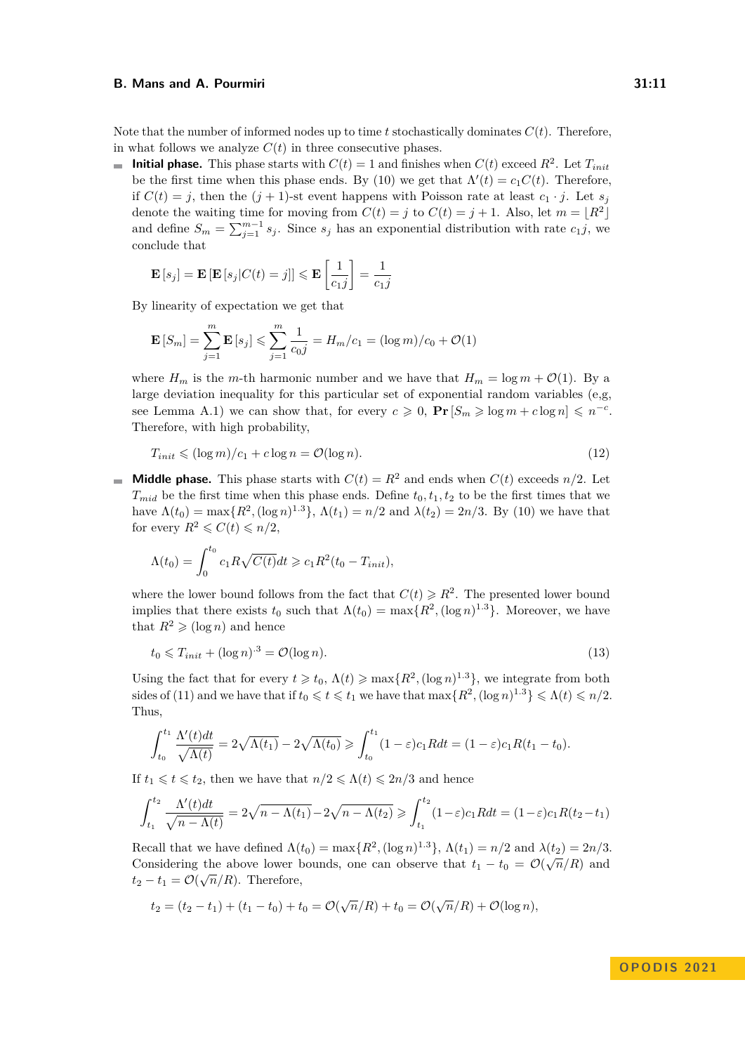Note that the number of informed nodes up to time $t$ stochastically dominates $C(t)$. Therefore, in what follows we analyze $C(t)$ in three consecutive phases.

- **Initial phase.** This phase starts with $C(t) = 1$ and finishes when $C(t)$ exceed $R^2$. Let $T_{init}$ be the first time when this phase ends. By (10) we get that $\Lambda'(t) = c_1 C(t)$. Therefore, if $C(t) = j$, then the $(j+1)$-st event happens with Poisson rate at least $c_1 \cdot j$. Let $s_j$ denote the waiting time for moving from $C(t) = j$ to $C(t) = j+1$. Also, let $m = \lfloor R^2 \rfloor$ and define $S_m = \sum_{j=1}^{m-1} s_j$. Since $s_j$ has an exponential distribution with rate $c_1 j$, we conclude that

$$\mathbf{E}[s_j] = \mathbf{E}[\mathbf{E}[s_j | C(t) = j]] \leqslant \mathbf{E}\left[\frac{1}{c_1 j}\right] = \frac{1}{c_1 j}$$

By linearity of expectation we get that

$$\mathbf{E}[S_m] = \sum_{j=1}^{m} \mathbf{E}[s_j] \leqslant \sum_{j=1}^{m} \frac{1}{c_0 j} = H_m / c_1 = (\log m)/c_0 + \mathcal{O}(1)$$

where $H_m$ is the $m$-th harmonic number and we have that $H_m = \log m + \mathcal{O}(1)$. By a large deviation inequality for this particular set of exponential random variables (e,g, see Lemma A.1) we can show that, for every $c \geqslant 0$, $\mathbf{Pr}[S_m \geqslant \log m + c \log n] \leqslant n^{-c}$. Therefore, with high probability,

$$T_{init} \leqslant (\log m)/c_1 + c \log n = \mathcal{O}(\log n). \tag{12}$$

- **Middle phase.** This phase starts with $C(t) = R^2$ and ends when $C(t)$ exceeds $n/2$. Let $T_{mid}$ be the first time when this phase ends. Define $t_0, t_1, t_2$ to be the first times that we have $\Lambda(t_0) = \max\{R^2, (\log n)^{1.3}\}$, $\Lambda(t_1) = n/2$ and $\lambda(t_2) = 2n/3$. By (10) we have that for every $R^2 \leqslant C(t) \leqslant n/2$,

$$\Lambda(t_0) = \int_0^{t_0} c_1 R \sqrt{C(t)} dt \geqslant c_1 R^2 (t_0 - T_{init}),$$

where the lower bound follows from the fact that $C(t) \geqslant R^2$. The presented lower bound implies that there exists $t_0$ such that $\Lambda(t_0) = \max\{R^2, (\log n)^{1.3}\}$. Moreover, we have that $R^2 \geqslant (\log n)$ and hence

$$t_0 \leqslant T_{init} + (\log n)^{.3} = \mathcal{O}(\log n). \tag{13}$$

Using the fact that for every $t \geqslant t_0$, $\Lambda(t) \geqslant \max\{R^2, (\log n)^{1.3}\}$, we integrate from both sides of (11) and we have that if $t_0 \leqslant t \leqslant t_1$ we have that $\max\{R^2, (\log n)^{1.3}\} \leqslant \Lambda(t) \leqslant n/2$. Thus,

$$\int_{t_0}^{t_1} \frac{\Lambda'(t) dt}{\sqrt{\Lambda(t)}} = 2\sqrt{\Lambda(t_1)} - 2\sqrt{\Lambda(t_0)} \geqslant \int_{t_0}^{t_1} (1-\varepsilon) c_1 R dt = (1-\varepsilon) c_1 R (t_1 - t_0).$$

If $t_1 \leqslant t \leqslant t_2$, then we have that $n/2 \leqslant \Lambda(t) \leqslant 2n/3$ and hence

$$\int_{t_1}^{t_2} \frac{\Lambda'(t) dt}{\sqrt{n - \Lambda(t)}} = 2\sqrt{n - \Lambda(t_1)} - 2\sqrt{n - \Lambda(t_2)} \geqslant \int_{t_1}^{t_2} (1-\varepsilon) c_1 R dt = (1-\varepsilon) c_1 R (t_2 - t_1)$$

Recall that we have defined $\Lambda(t_0) = \max\{R^2, (\log n)^{1.3}\}$, $\Lambda(t_1) = n/2$ and $\lambda(t_2) = 2n/3$. Considering the above lower bounds, one can observe that $t_1 - t_0 = \mathcal{O}(\sqrt{n}/R)$ and $t_2 - t_1 = \mathcal{O}(\sqrt{n}/R)$. Therefore,

$$t_2 = (t_2 - t_1) + (t_1 - t_0) + t_0 = \mathcal{O}(\sqrt{n}/R) + t_0 = \mathcal{O}(\sqrt{n}/R) + \mathcal{O}(\log n),$$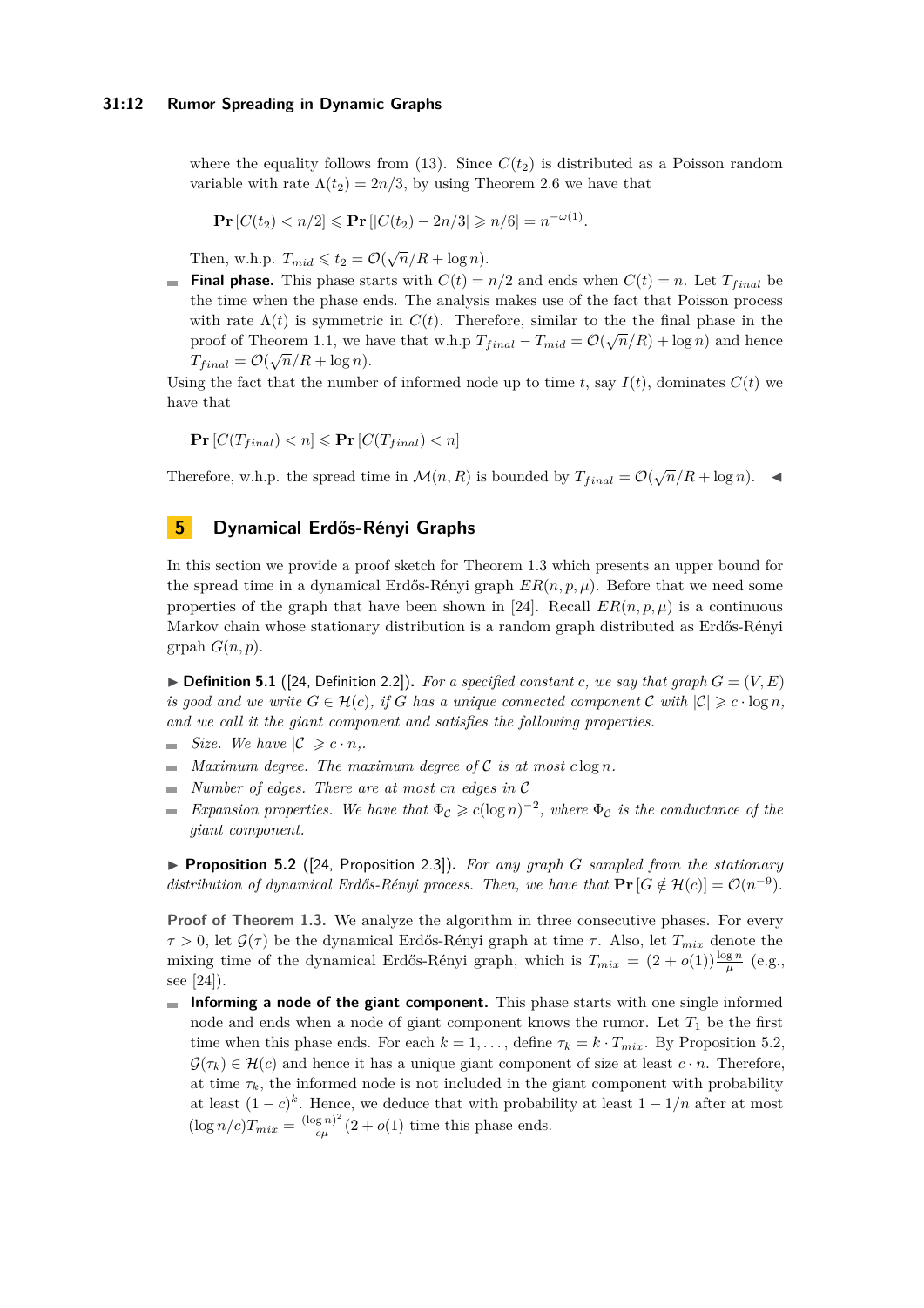where the equality follows from (13). Since $C(t_2)$ is distributed as a Poisson random variable with rate $\Lambda(t_2) = 2n/3$, by using Theorem 2.6 we have that

$$\mathbf{Pr}\left[C(t_2) < n/2\right] \leqslant \mathbf{Pr}\left[|C(t_2) - 2n/3| \geqslant n/6\right] = n^{-\omega(1)}.$$

Then, w.h.p. $T_{mid} \leqslant t_2 = \mathcal{O}(\sqrt{n}/R + \log n)$.

- **Final phase.** This phase starts with $C(t) = n/2$ and ends when $C(t) = n$. Let $T_{final}$ be the time when the phase ends. The analysis makes use of the fact that Poisson process with rate $\Lambda(t)$ is symmetric in $C(t)$. Therefore, similar to the the final phase in the proof of Theorem 1.1, we have that w.h.p $T_{final} - T_{mid} = \mathcal{O}(\sqrt{n}/R) + \log n)$ and hence $T_{final} = \mathcal{O}(\sqrt{n}/R + \log n)$.

Using the fact that the number of informed node up to time $t$, say $I(t)$, dominates $C(t)$ we have that

$$\mathbf{Pr}\left[C(T_{final}) < n\right] \leqslant \mathbf{Pr}\left[C(T_{final}) < n\right]$$

Therefore, w.h.p. the spread time in $\mathcal{M}(n, R)$ is bounded by $T_{final} = \mathcal{O}(\sqrt{n}/R + \log n)$. ◀

## 5 Dynamical Erdős-Rényi Graphs

In this section we provide a proof sketch for Theorem 1.3 which presents an upper bound for the spread time in a dynamical Erdős-Rényi graph $ER(n, p, \mu)$. Before that we need some properties of the graph that have been shown in [24]. Recall $ER(n, p, \mu)$ is a continuous Markov chain whose stationary distribution is a random graph distributed as Erdős-Rényi grpah $G(n, p)$.

▶ **Definition 5.1** ([24, Definition 2.2]). *For a specified constant $c$, we say that graph $G = (V, E)$ is good and we write $G \in \mathcal{H}(c)$, if $G$ has a unique connected component $\mathcal{C}$ with $|\mathcal{C}| \geqslant c \cdot \log n$, and we call it the giant component and satisfies the following properties.*

- *Size. We have $|\mathcal{C}| \geqslant c \cdot n$,.*
- *Maximum degree. The maximum degree of $\mathcal{C}$ is at most $c \log n$.*
- *Number of edges. There are at most $cn$ edges in $\mathcal{C}$*
- *Expansion properties. We have that $\Phi_{\mathcal{C}} \geqslant c(\log n)^{-2}$, where $\Phi_{\mathcal{C}}$ is the conductance of the giant component.*

▶ **Proposition 5.2** ([24, Proposition 2.3]). *For any graph $G$ sampled from the stationary distribution of dynamical Erdős-Rényi process. Then, we have that $\mathbf{Pr}\left[G \notin \mathcal{H}(c)\right] = \mathcal{O}(n^{-9})$.*

**Proof of Theorem 1.3.** We analyze the algorithm in three consecutive phases. For every $\tau > 0$, let $\mathcal{G}(\tau)$ be the dynamical Erdős-Rényi graph at time $\tau$. Also, let $T_{mix}$ denote the mixing time of the dynamical Erdős-Rényi graph, which is $T_{mix} = (2 + o(1))\frac{\log n}{\mu}$ (e.g., see [24]).

- **Informing a node of the giant component.** This phase starts with one single informed node and ends when a node of giant component knows the rumor. Let $T_1$ be the first time when this phase ends. For each $k = 1, \ldots,$ define $\tau_k = k \cdot T_{mix}$. By Proposition 5.2, $\mathcal{G}(\tau_k) \in \mathcal{H}(c)$ and hence it has a unique giant component of size at least $c \cdot n$. Therefore, at time $\tau_k$, the informed node is not included in the giant component with probability at least $(1-c)^k$. Hence, we deduce that with probability at least $1 - 1/n$ after at most $(\log n/c)T_{mix} = \frac{(\log n)^2}{c\mu}(2 + o(1)$ time this phase ends.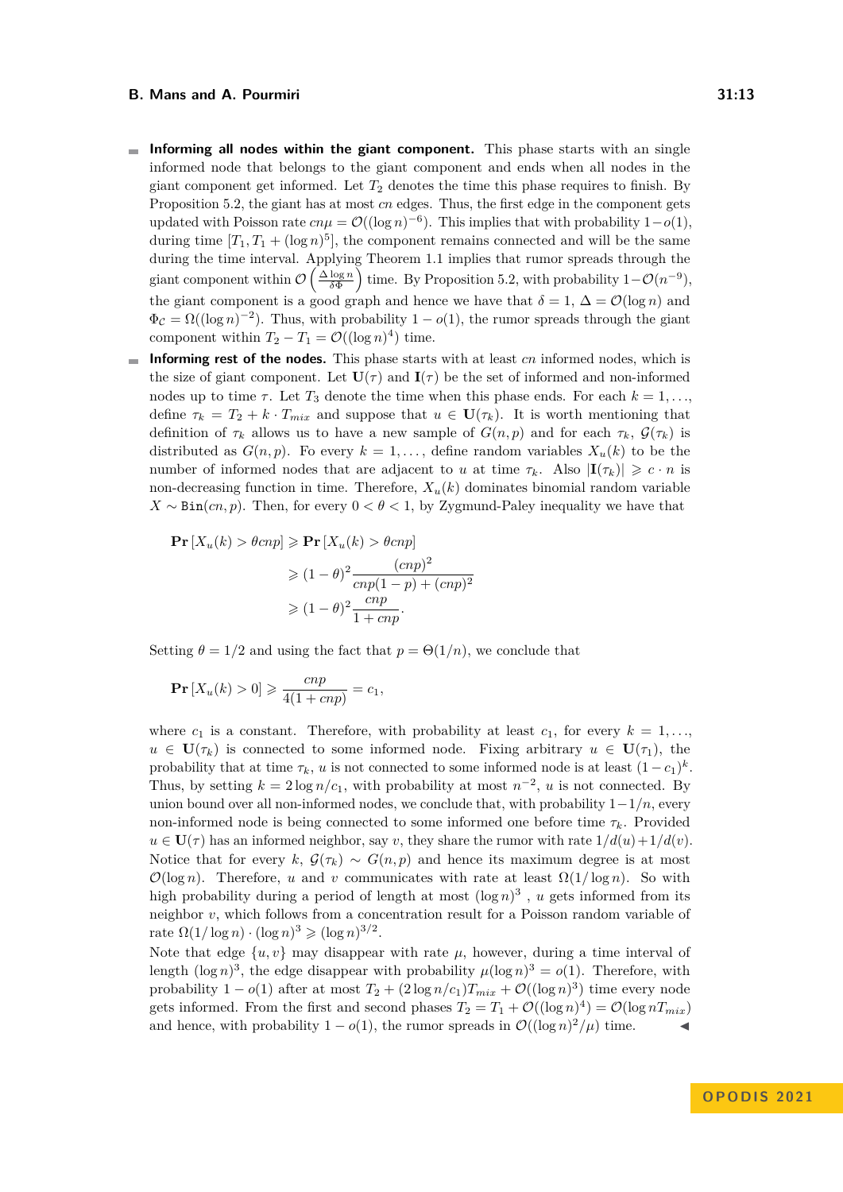- **Informing all nodes within the giant component.** This phase starts with an single informed node that belongs to the giant component and ends when all nodes in the giant component get informed. Let $T_2$ denotes the time this phase requires to finish. By Proposition 5.2, the giant has at most $cn$ edges. Thus, the first edge in the component gets updated with Poisson rate $cn\mu = \mathcal{O}((\log n)^{-6})$. This implies that with probability $1-o(1)$, during time $[T_1, T_1 + (\log n)^5]$, the component remains connected and will be the same during the time interval. Applying Theorem 1.1 implies that rumor spreads through the giant component within $\mathcal{O}\left(\frac{\Delta \log n}{\delta \Phi}\right)$ time. By Proposition 5.2, with probability $1-\mathcal{O}(n^{-9})$, the giant component is a good graph and hence we have that $\delta = 1$, $\Delta = \mathcal{O}(\log n)$ and $\Phi_{\mathcal{C}} = \Omega((\log n)^{-2})$. Thus, with probability $1 - o(1)$, the rumor spreads through the giant component within $T_2 - T_1 = \mathcal{O}((\log n)^4)$ time.
- **Informing rest of the nodes.** This phase starts with at least $cn$ informed nodes, which is the size of giant component. Let $\mathbf{U}(\tau)$ and $\mathbf{I}(\tau)$ be the set of informed and non-informed nodes up to time $\tau$. Let $T_3$ denote the time when this phase ends. For each $k = 1, \ldots,$ define $\tau_k = T_2 + k \cdot T_{mix}$ and suppose that $u \in \mathbf{U}(\tau_k)$. It is worth mentioning that definition of $\tau_k$ allows us to have a new sample of $G(n,p)$ and for each $\tau_k$, $\mathcal{G}(\tau_k)$ is distributed as $G(n,p)$. Fo every $k = 1, \ldots,$ define random variables $X_u(k)$ to be the number of informed nodes that are adjacent to $u$ at time $\tau_k$. Also $|\mathbf{I}(\tau_k)| \geqslant c \cdot n$ is non-decreasing function in time. Therefore, $X_u(k)$ dominates binomial random variable $X \sim \texttt{Bin}(cn, p)$. Then, for every $0 < \theta < 1$, by Zygmund-Paley inequality we have that

$$\begin{aligned}
\mathbf{Pr}\left[X_u(k) > \theta cnp\right] &\geqslant \mathbf{Pr}\left[X_u(k) > \theta cnp\right] \\
&\geqslant (1-\theta)^2 \frac{(cnp)^2}{cnp(1-p) + (cnp)^2} \\
&\geqslant (1-\theta)^2 \frac{cnp}{1 + cnp}.
\end{aligned}$$

Setting $\theta = 1/2$ and using the fact that $p = \Theta(1/n)$, we conclude that

$$\mathbf{Pr}\left[X_u(k) > 0\right] \geqslant \frac{cnp}{4(1+cnp)} = c_1,$$

where $c_1$ is a constant. Therefore, with probability at least $c_1$, for every $k = 1, \ldots,$ $u \in \mathbf{U}(\tau_k)$ is connected to some informed node. Fixing arbitrary $u \in \mathbf{U}(\tau_1)$, the probability that at time $\tau_k$, $u$ is not connected to some informed node is at least $(1-c_1)^k$. Thus, by setting $k = 2\log n / c_1$, with probability at most $n^{-2}$, $u$ is not connected. By union bound over all non-informed nodes, we conclude that, with probability $1 - 1/n$, every non-informed node is being connected to some informed one before time $\tau_k$. Provided $u \in \mathbf{U}(\tau)$ has an informed neighbor, say $v$, they share the rumor with rate $1/d(u) + 1/d(v)$. Notice that for every $k$, $\mathcal{G}(\tau_k) \sim G(n,p)$ and hence its maximum degree is at most $\mathcal{O}(\log n)$. Therefore, $u$ and $v$ communicates with rate at least $\Omega(1/\log n)$. So with high probability during a period of length at most $(\log n)^3$ , $u$ gets informed from its neighbor $v$, which follows from a concentration result for a Poisson random variable of rate $\Omega(1/\log n) \cdot (\log n)^3 \geqslant (\log n)^{3/2}$.
Note that edge $\{u, v\}$ may disappear with rate $\mu$, however, during a time interval of length $(\log n)^3$, the edge disappear with probability $\mu(\log n)^3 = o(1)$. Therefore, with probability $1 - o(1)$ after at most $T_2 + (2\log n/c_1)T_{mix} + \mathcal{O}((\log n)^3)$ time every node gets informed. From the first and second phases $T_2 = T_1 + \mathcal{O}((\log n)^4) = \mathcal{O}(\log n T_{mix})$ and hence, with probability $1 - o(1)$, the rumor spreads in $\mathcal{O}((\log n)^2/\mu)$ time. ◀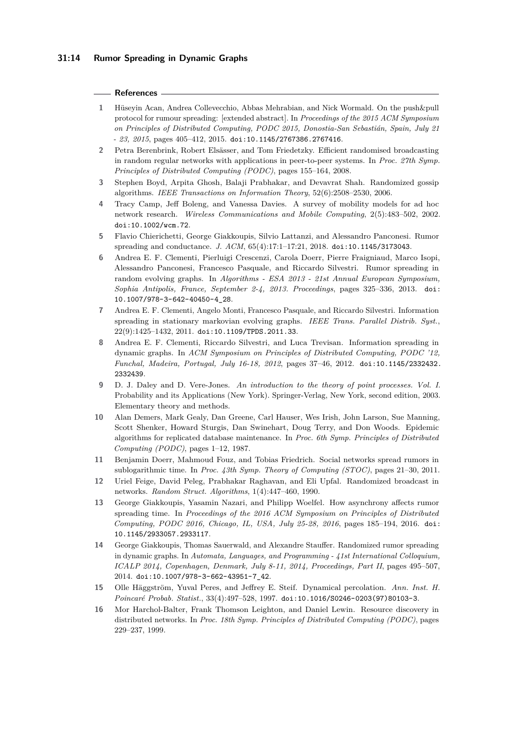## References

1. Hüseyin Acan, Andrea Collevecchio, Abbas Mehrabian, and Nick Wormald. On the push&pull protocol for rumour spreading: [extended abstract]. In *Proceedings of the 2015 ACM Symposium on Principles of Distributed Computing, PODC 2015, Donostia-San Sebastián, Spain, July 21 - 23, 2015*, pages 405–412, 2015. doi:10.1145/2767386.2767416.
2. Petra Berenbrink, Robert Elsässer, and Tom Friedetzky. Efficient randomised broadcasting in random regular networks with applications in peer-to-peer systems. In *Proc. 27th Symp. Principles of Distributed Computing (PODC)*, pages 155–164, 2008.
3. Stephen Boyd, Arpita Ghosh, Balaji Prabhakar, and Devavrat Shah. Randomized gossip algorithms. *IEEE Transactions on Information Theory*, 52(6):2508–2530, 2006.
4. Tracy Camp, Jeff Boleng, and Vanessa Davies. A survey of mobility models for ad hoc network research. *Wireless Communications and Mobile Computing*, 2(5):483–502, 2002. doi:10.1002/wcm.72.
5. Flavio Chierichetti, George Giakkoupis, Silvio Lattanzi, and Alessandro Panconesi. Rumor spreading and conductance. *J. ACM*, 65(4):17:1–17:21, 2018. doi:10.1145/3173043.
6. Andrea E. F. Clementi, Pierluigi Crescenzi, Carola Doerr, Pierre Fraigniaud, Marco Isopi, Alessandro Panconesi, Francesco Pasquale, and Riccardo Silvestri. Rumor spreading in random evolving graphs. In *Algorithms - ESA 2013 - 21st Annual European Symposium, Sophia Antipolis, France, September 2-4, 2013. Proceedings*, pages 325–336, 2013. doi:10.1007/978-3-642-40450-4_28.
7. Andrea E. F. Clementi, Angelo Monti, Francesco Pasquale, and Riccardo Silvestri. Information spreading in stationary markovian evolving graphs. *IEEE Trans. Parallel Distrib. Syst.*, 22(9):1425–1432, 2011. doi:10.1109/TPDS.2011.33.
8. Andrea E. F. Clementi, Riccardo Silvestri, and Luca Trevisan. Information spreading in dynamic graphs. In *ACM Symposium on Principles of Distributed Computing, PODC '12, Funchal, Madeira, Portugal, July 16-18, 2012*, pages 37–46, 2012. doi:10.1145/2332432.2332439.
9. D. J. Daley and D. Vere-Jones. *An introduction to the theory of point processes. Vol. I.* Probability and its Applications (New York). Springer-Verlag, New York, second edition, 2003. Elementary theory and methods.
10. Alan Demers, Mark Gealy, Dan Greene, Carl Hauser, Wes Irish, John Larson, Sue Manning, Scott Shenker, Howard Sturgis, Dan Swinehart, Doug Terry, and Don Woods. Epidemic algorithms for replicated database maintenance. In *Proc. 6th Symp. Principles of Distributed Computing (PODC)*, pages 1–12, 1987.
11. Benjamin Doerr, Mahmoud Fouz, and Tobias Friedrich. Social networks spread rumors in sublogarithmic time. In *Proc. 43th Symp. Theory of Computing (STOC)*, pages 21–30, 2011.
12. Uriel Feige, David Peleg, Prabhakar Raghavan, and Eli Upfal. Randomized broadcast in networks. *Random Struct. Algorithms*, 1(4):447–460, 1990.
13. George Giakkoupis, Yasamin Nazari, and Philipp Woelfel. How asynchrony affects rumor spreading time. In *Proceedings of the 2016 ACM Symposium on Principles of Distributed Computing, PODC 2016, Chicago, IL, USA, July 25-28, 2016*, pages 185–194, 2016. doi:10.1145/2933057.2933117.
14. George Giakkoupis, Thomas Sauerwald, and Alexandre Stauffer. Randomized rumor spreading in dynamic graphs. In *Automata, Languages, and Programming - 41st International Colloquium, ICALP 2014, Copenhagen, Denmark, July 8-11, 2014, Proceedings, Part II*, pages 495–507, 2014. doi:10.1007/978-3-662-43951-7_42.
15. Olle Häggström, Yuval Peres, and Jeffrey E. Steif. Dynamical percolation. *Ann. Inst. H. Poincaré Probab. Statist.*, 33(4):497–528, 1997. doi:10.1016/S0246-0203(97)80103-3.
16. Mor Harchol-Balter, Frank Thomson Leighton, and Daniel Lewin. Resource discovery in distributed networks. In *Proc. 18th Symp. Principles of Distributed Computing (PODC)*, pages 229–237, 1999.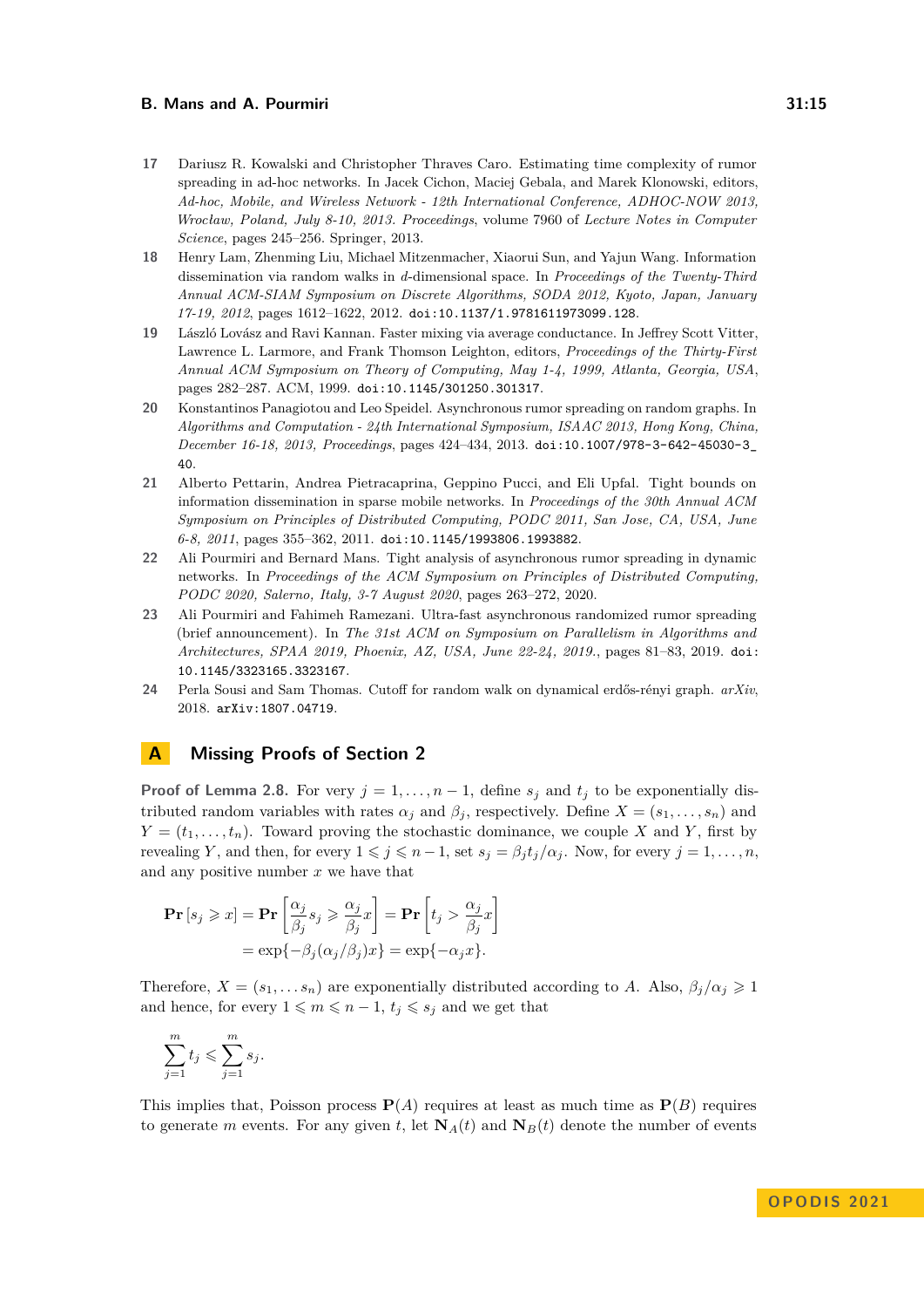17 Dariusz R. Kowalski and Christopher Thraves Caro. Estimating time complexity of rumor spreading in ad-hoc networks. In Jacek Cichon, Maciej Gebala, and Marek Klonowski, editors, *Ad-hoc, Mobile, and Wireless Network - 12th International Conference, ADHOC-NOW 2013, Wrocław, Poland, July 8-10, 2013. Proceedings*, volume 7960 of *Lecture Notes in Computer Science*, pages 245–256. Springer, 2013.

18 Henry Lam, Zhenming Liu, Michael Mitzenmacher, Xiaorui Sun, and Yajun Wang. Information dissemination via random walks in $d$-dimensional space. In *Proceedings of the Twenty-Third Annual ACM-SIAM Symposium on Discrete Algorithms, SODA 2012, Kyoto, Japan, January 17-19, 2012*, pages 1612–1622, 2012. doi:10.1137/1.9781611973099.128.

19 László Lovász and Ravi Kannan. Faster mixing via average conductance. In Jeffrey Scott Vitter, Lawrence L. Larmore, and Frank Thomson Leighton, editors, *Proceedings of the Thirty-First Annual ACM Symposium on Theory of Computing, May 1-4, 1999, Atlanta, Georgia, USA*, pages 282–287. ACM, 1999. doi:10.1145/301250.301317.

20 Konstantinos Panagiotou and Leo Speidel. Asynchronous rumor spreading on random graphs. In *Algorithms and Computation - 24th International Symposium, ISAAC 2013, Hong Kong, China, December 16-18, 2013, Proceedings*, pages 424–434, 2013. doi:10.1007/978-3-642-45030-3_40.

21 Alberto Pettarin, Andrea Pietracaprina, Geppino Pucci, and Eli Upfal. Tight bounds on information dissemination in sparse mobile networks. In *Proceedings of the 30th Annual ACM Symposium on Principles of Distributed Computing, PODC 2011, San Jose, CA, USA, June 6-8, 2011*, pages 355–362, 2011. doi:10.1145/1993806.1993882.

22 Ali Pourmiri and Bernard Mans. Tight analysis of asynchronous rumor spreading in dynamic networks. In *Proceedings of the ACM Symposium on Principles of Distributed Computing, PODC 2020, Salerno, Italy, 3-7 August 2020*, pages 263–272, 2020.

23 Ali Pourmiri and Fahimeh Ramezani. Ultra-fast asynchronous randomized rumor spreading (brief announcement). In *The 31st ACM on Symposium on Parallelism in Algorithms and Architectures, SPAA 2019, Phoenix, AZ, USA, June 22-24, 2019.*, pages 81–83, 2019. doi:10.1145/3323165.3323167.

24 Perla Sousi and Sam Thomas. Cutoff for random walk on dynamical erdős-rényi graph. *arXiv*, 2018. arXiv:1807.04719.

## A Missing Proofs of Section 2

**Proof of Lemma 2.8.** For very $j = 1, \dots, n-1$, define $s_j$ and $t_j$ to be exponentially distributed random variables with rates $\alpha_j$ and $\beta_j$, respectively. Define $X = (s_1, \dots, s_n)$ and $Y = (t_1, \dots, t_n)$. Toward proving the stochastic dominance, we couple $X$ and $Y$, first by revealing $Y$, and then, for every $1 \leqslant j \leqslant n-1$, set $s_j = \beta_j t_j / \alpha_j$. Now, for every $j = 1, \dots, n$, and any positive number $x$ we have that

$$\begin{aligned}\mathbf{Pr}\left[s_j \geqslant x\right] &= \mathbf{Pr}\left[\frac{\alpha_j}{\beta_j} s_j \geqslant \frac{\alpha_j}{\beta_j} x\right] = \mathbf{Pr}\left[t_j > \frac{\alpha_j}{\beta_j} x\right] \\ &= \exp\{-\beta_j(\alpha_j/\beta_j)x\} = \exp\{-\alpha_j x\}.\end{aligned}$$

Therefore, $X = (s_1, \dots s_n)$ are exponentially distributed according to $A$. Also, $\beta_j/\alpha_j \geqslant 1$ and hence, for every $1 \leqslant m \leqslant n-1$, $t_j \leqslant s_j$ and we get that

$$\sum_{j=1}^{m} t_j \leqslant \sum_{j=1}^{m} s_j.$$

This implies that, Poisson process $\mathbf{P}(A)$ requires at least as much time as $\mathbf{P}(B)$ requires to generate $m$ events. For any given $t$, let $\mathbf{N}_A(t)$ and $\mathbf{N}_B(t)$ denote the number of events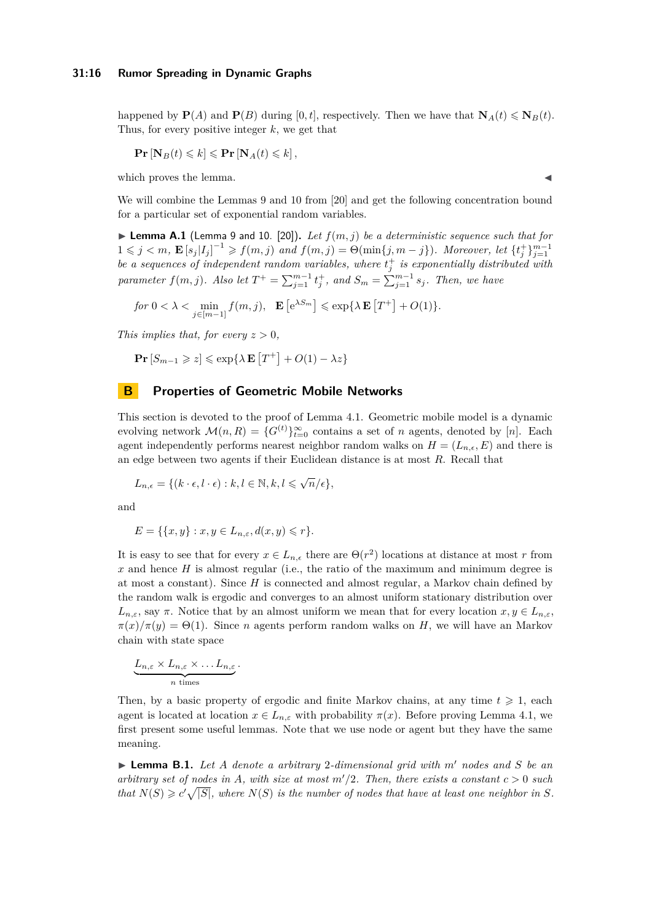happened by $\mathbf{P}(A)$ and $\mathbf{P}(B)$ during $[0,t]$, respectively. Then we have that $\mathbf{N}_A(t) \leqslant \mathbf{N}_B(t)$. Thus, for every positive integer $k$, we get that

$$\mathbf{Pr}\left[\mathbf{N}_B(t) \leqslant k\right] \leqslant \mathbf{Pr}\left[\mathbf{N}_A(t) \leqslant k\right],$$

which proves the lemma. ◀

We will combine the Lemmas 9 and 10 from [20] and get the following concentration bound for a particular set of exponential random variables.

▶ **Lemma A.1** (Lemma 9 and 10. [20])**.** *Let $f(m,j)$ be a deterministic sequence such that for $1 \leqslant j < m$, $\mathbf{E}\left[s_j | I_j\right]^{-1} \geqslant f(m,j)$ and $f(m,j) = \Theta(\min\{j, m-j\})$. Moreover, let $\{t_j^+\}_{j=1}^{m-1}$ be a sequences of independent random variables, where $t_j^+$ is exponentially distributed with parameter $f(m,j)$. Also let $T^+ = \sum_{j=1}^{m-1} t_j^+$, and $S_m = \sum_{j=1}^{m-1} s_j$. Then, we have*

$$\text{for } 0 < \lambda < \min_{j \in [m-1]} f(m,j), \quad \mathbf{E}\left[\mathrm{e}^{\lambda S_m}\right] \leqslant \exp\{\lambda \mathbf{E}\left[T^+\right] + O(1)\}.$$

*This implies that, for every $z > 0$,*

$$\mathbf{Pr}\left[S_{m-1} \geqslant z\right] \leqslant \exp\{\lambda \mathbf{E}\left[T^+\right] + O(1) - \lambda z\}$$

# B Properties of Geometric Mobile Networks

This section is devoted to the proof of Lemma 4.1. Geometric mobile model is a dynamic evolving network $\mathcal{M}(n,R) = \{G^{(t)}\}_{t=0}^{\infty}$ contains a set of $n$ agents, denoted by $[n]$. Each agent independently performs nearest neighbor random walks on $H = (L_{n,\epsilon}, E)$ and there is an edge between two agents if their Euclidean distance is at most $R$. Recall that

$$L_{n,\epsilon} = \{(k \cdot \epsilon, l \cdot \epsilon) : k, l \in \mathbb{N}, k, l \leqslant \sqrt{n}/\epsilon\},$$

and

$$E = \{\{x,y\} : x, y \in L_{n,\varepsilon}, d(x,y) \leqslant r\}.$$

It is easy to see that for every $x \in L_{n,\epsilon}$ there are $\Theta(r^2)$ locations at distance at most $r$ from $x$ and hence $H$ is almost regular (i.e., the ratio of the maximum and minimum degree is at most a constant). Since $H$ is connected and almost regular, a Markov chain defined by the random walk is ergodic and converges to an almost uniform stationary distribution over $L_{n,\varepsilon}$, say $\pi$. Notice that by an almost uniform we mean that for every location $x, y \in L_{n,\varepsilon}$, $\pi(x)/\pi(y) = \Theta(1)$. Since $n$ agents perform random walks on $H$, we will have an Markov chain with state space

$$\underbrace{L_{n,\varepsilon} \times L_{n,\varepsilon} \times \ldots L_{n,\varepsilon}}_{n \text{ times}}.$$

Then, by a basic property of ergodic and finite Markov chains, at any time $t \geqslant 1$, each agent is located at location $x \in L_{n,\varepsilon}$ with probability $\pi(x)$. Before proving Lemma 4.1, we first present some useful lemmas. Note that we use node or agent but they have the same meaning.

▶ **Lemma B.1.** *Let $A$ denote a arbitrary 2-dimensional grid with $m'$ nodes and $S$ be an arbitrary set of nodes in $A$, with size at most $m'/2$. Then, there exists a constant $c > 0$ such that $N(S) \geqslant c'\sqrt{|S|}$, where $N(S)$ is the number of nodes that have at least one neighbor in $S$.*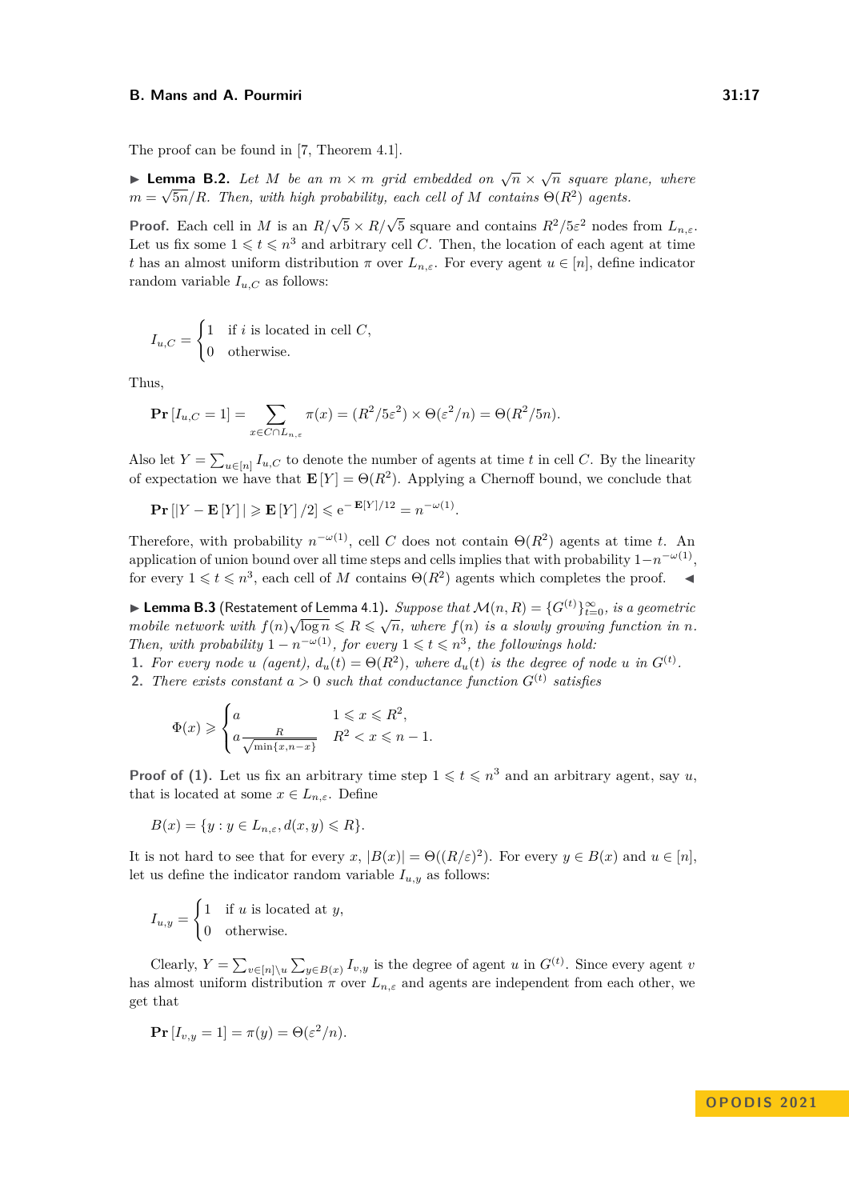The proof can be found in [7, Theorem 4.1].

▶ **Lemma B.2.** *Let $M$ be an $m \times m$ grid embedded on $\sqrt{n} \times \sqrt{n}$ square plane, where $m = \sqrt{5n}/R$. Then, with high probability, each cell of $M$ contains $\Theta(R^2)$ agents.*

**Proof.** Each cell in $M$ is an $R/\sqrt{5} \times R/\sqrt{5}$ square and contains $R^2/5\varepsilon^2$ nodes from $L_{n,\varepsilon}$. Let us fix some $1 \leqslant t \leqslant n^3$ and arbitrary cell $C$. Then, the location of each agent at time $t$ has an almost uniform distribution $\pi$ over $L_{n,\varepsilon}$. For every agent $u \in [n]$, define indicator random variable $I_{u,C}$ as follows:

$$I_{u,C} = \begin{cases} 1 & \text{if } i \text{ is located in cell } C, \\ 0 & \text{otherwise.} \end{cases}$$

Thus,

$$\mathbf{Pr}\left[I_{u,C} = 1\right] = \sum_{x \in C \cap L_{n,\varepsilon}} \pi(x) = (R^2/5\varepsilon^2) \times \Theta(\varepsilon^2/n) = \Theta(R^2/5n).$$

Also let $Y = \sum_{u \in [n]} I_{u,C}$ to denote the number of agents at time $t$ in cell $C$. By the linearity of expectation we have that $\mathbf{E}\left[Y\right] = \Theta(R^2)$. Applying a Chernoff bound, we conclude that

$$\mathbf{Pr}\left[|Y - \mathbf{E}\left[Y\right]| \geqslant \mathbf{E}\left[Y\right]/2\right] \leqslant \mathrm{e}^{-\mathbf{E}[Y]/12} = n^{-\omega(1)}.$$

Therefore, with probability $n^{-\omega(1)}$, cell $C$ does not contain $\Theta(R^2)$ agents at time $t$. An application of union bound over all time steps and cells implies that with probability $1-n^{-\omega(1)}$, for every $1 \leqslant t \leqslant n^3$, each cell of $M$ contains $\Theta(R^2)$ agents which completes the proof. ◀

▶ **Lemma B.3** (Restatement of Lemma 4.1)**.** *Suppose that $\mathcal{M}(n, R) = \{G^{(t)}\}_{t=0}^{\infty}$, is a geometric mobile network with $f(n)\sqrt{\log n} \leqslant R \leqslant \sqrt{n}$, where $f(n)$ is a slowly growing function in $n$. Then, with probability $1 - n^{-\omega(1)}$, for every $1 \leqslant t \leqslant n^3$, the followings hold:*

1. *For every node $u$ (agent), $d_u(t) = \Theta(R^2)$, where $d_u(t)$ is the degree of node $u$ in $G^{(t)}$.*
2. *There exists constant $a > 0$ such that conductance function $G^{(t)}$ satisfies*

$$\Phi(x) \geqslant \begin{cases} a & 1 \leqslant x \leqslant R^2, \\ a\frac{R}{\sqrt{\min\{x, n-x\}}} & R^2 < x \leqslant n-1. \end{cases}$$

**Proof of (1).** Let us fix an arbitrary time step $1 \leqslant t \leqslant n^3$ and an arbitrary agent, say $u$, that is located at some $x \in L_{n,\varepsilon}$. Define

$$B(x) = \{y : y \in L_{n,\varepsilon}, d(x, y) \leqslant R\}.$$

It is not hard to see that for every $x$, $|B(x)| = \Theta((R/\varepsilon)^2)$. For every $y \in B(x)$ and $u \in [n]$, let us define the indicator random variable $I_{u,y}$ as follows:

$$I_{u,y} = \begin{cases} 1 & \text{if } u \text{ is located at } y, \\ 0 & \text{otherwise.} \end{cases}$$

Clearly, $Y = \sum_{v \in [n] \setminus u} \sum_{y \in B(x)} I_{v,y}$ is the degree of agent $u$ in $G^{(t)}$. Since every agent $v$ has almost uniform distribution $\pi$ over $L_{n,\varepsilon}$ and agents are independent from each other, we get that

$$\mathbf{Pr}\left[I_{v,y} = 1\right] = \pi(y) = \Theta(\varepsilon^2/n).$$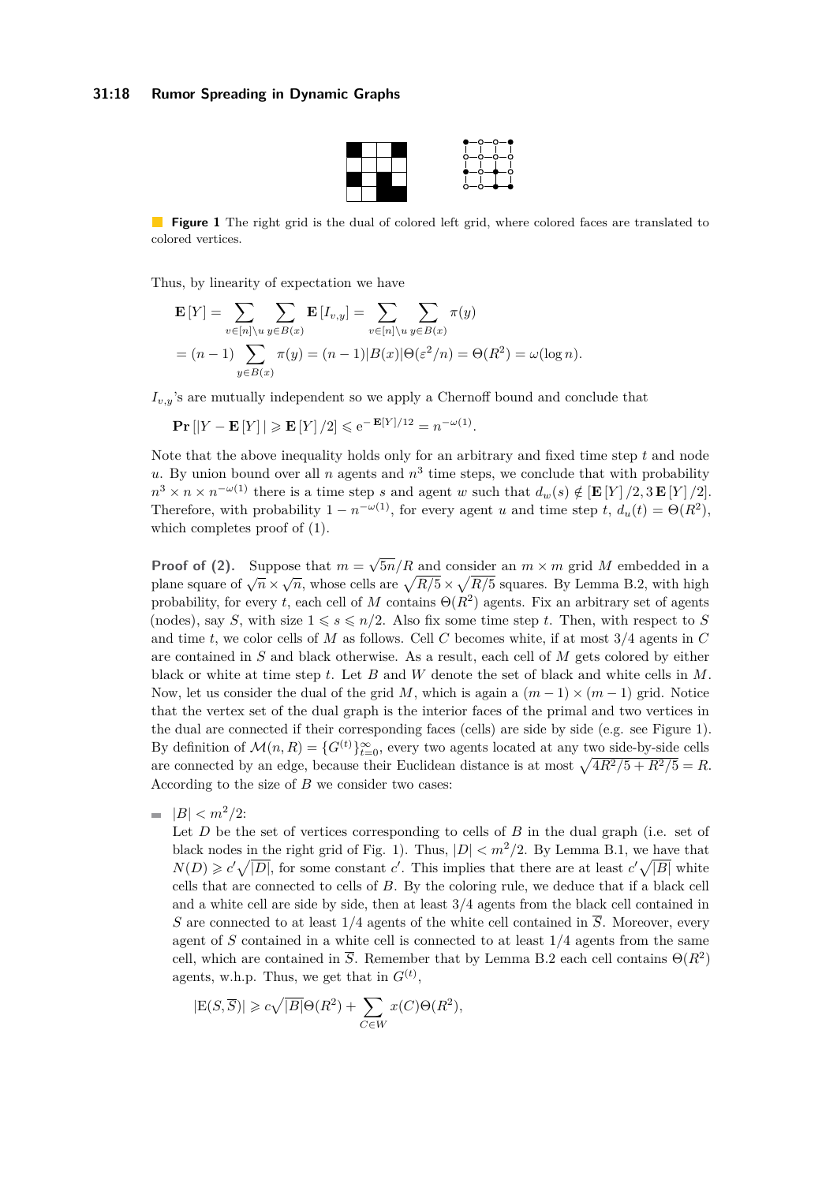**Figure 1** The right grid is the dual of colored left grid, where colored faces are translated to colored vertices.

Thus, by linearity of expectation we have

$$
\begin{aligned}
\mathbf{E}[Y] &= \sum_{v\in[n]\setminus u}\sum_{y\in B(x)} \mathbf{E}[I_{v,y}] = \sum_{v\in[n]\setminus u}\sum_{y\in B(x)} \pi(y) \\
&= (n-1)\sum_{y\in B(x)} \pi(y) = (n-1)|B(x)|\Theta(\varepsilon^2/n) = \Theta(R^2) = \omega(\log n).
\end{aligned}
$$

$I_{v,y}$'s are mutually independent so we apply a Chernoff bound and conclude that

$$
\mathbf{Pr}\left[|Y - \mathbf{E}[Y]| \geqslant \mathbf{E}[Y]/2\right] \leqslant \mathrm{e}^{-\mathbf{E}[Y]/12} = n^{-\omega(1)}.
$$

Note that the above inequality holds only for an arbitrary and fixed time step $t$ and node $u$. By union bound over all $n$ agents and $n^3$ time steps, we conclude that with probability $n^3 \times n \times n^{-\omega(1)}$ there is a time step $s$ and agent $w$ such that $d_w(s) \notin [\mathbf{E}[Y]/2, 3\,\mathbf{E}[Y]/2]$. Therefore, with probability $1 - n^{-\omega(1)}$, for every agent $u$ and time step $t$, $d_u(t) = \Theta(R^2)$, which completes proof of (1).

**Proof of (2).** Suppose that $m = \sqrt{5n}/R$ and consider an $m \times m$ grid $M$ embedded in a plane square of $\sqrt{n} \times \sqrt{n}$, whose cells are $\sqrt{R/5} \times \sqrt{R/5}$ squares. By Lemma B.2, with high probability, for every $t$, each cell of $M$ contains $\Theta(R^2)$ agents. Fix an arbitrary set of agents (nodes), say $S$, with size $1 \leqslant s \leqslant n/2$. Also fix some time step $t$. Then, with respect to $S$ and time $t$, we color cells of $M$ as follows. Cell $C$ becomes white, if at most $3/4$ agents in $C$ are contained in $S$ and black otherwise. As a result, each cell of $M$ gets colored by either black or white at time step $t$. Let $B$ and $W$ denote the set of black and white cells in $M$. Now, let us consider the dual of the grid $M$, which is again a $(m-1) \times (m-1)$ grid. Notice that the vertex set of the dual graph is the interior faces of the primal and two vertices in the dual are connected if their corresponding faces (cells) are side by side (e.g. see Figure 1). By definition of $\mathcal{M}(n,R) = \{G^{(t)}\}_{t=0}^{\infty}$, every two agents located at any two side-by-side cells are connected by an edge, because their Euclidean distance is at most $\sqrt{4R^2/5 + R^2/5} = R$. According to the size of $B$ we consider two cases:

- $|B| < m^2/2$:
  Let $D$ be the set of vertices corresponding to cells of $B$ in the dual graph (i.e. set of black nodes in the right grid of Fig. 1). Thus, $|D| < m^2/2$. By Lemma B.1, we have that $N(D) \geqslant c'\sqrt{|D|}$, for some constant $c'$. This implies that there are at least $c'\sqrt{|B|}$ white cells that are connected to cells of $B$. By the coloring rule, we deduce that if a black cell and a white cell are side by side, then at least $3/4$ agents from the black cell contained in $S$ are connected to at least $1/4$ agents of the white cell contained in $\overline{S}$. Moreover, every agent of $S$ contained in a white cell is connected to at least $1/4$ agents from the same cell, which are contained in $\overline{S}$. Remember that by Lemma B.2 each cell contains $\Theta(R^2)$ agents, w.h.p. Thus, we get that in $G^{(t)}$,

  $$
  |\mathrm{E}(S,\overline{S})| \geqslant c\sqrt{|B|}\Theta(R^2) + \sum_{C\in W} x(C)\Theta(R^2),
  $$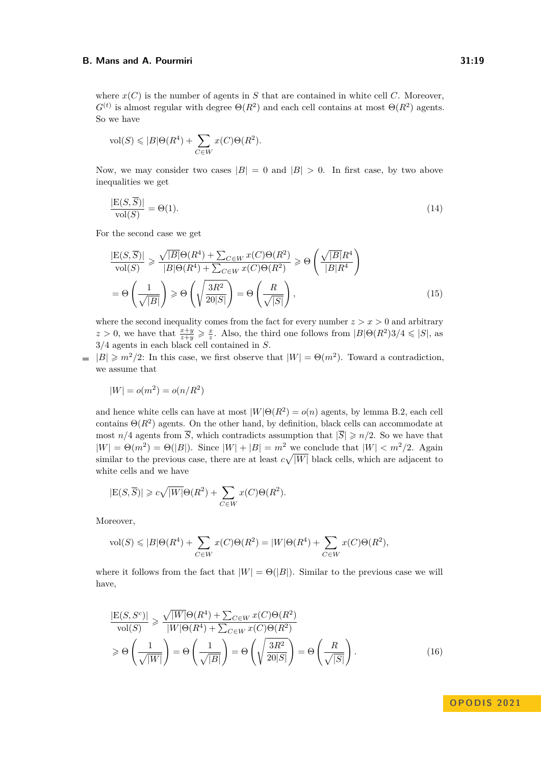where $x(C)$ is the number of agents in $S$ that are contained in white cell $C$. Moreover, $G^{(t)}$ is almost regular with degree $\Theta(R^2)$ and each cell contains at most $\Theta(R^2)$ agents. So we have

$$\mathrm{vol}(S) \leqslant |B|\Theta(R^4) + \sum_{C \in W} x(C)\Theta(R^2).$$

Now, we may consider two cases $|B| = 0$ and $|B| > 0$. In first case, by two above inequalities we get

$$\frac{|\mathrm{E}(S, \overline{S})|}{\mathrm{vol}(S)} = \Theta(1). \tag{14}$$

For the second case we get

$$\frac{|\mathrm{E}(S, \overline{S})|}{\mathrm{vol}(S)} \geqslant \frac{\sqrt{|B|}\Theta(R^4) + \sum_{C \in W} x(C)\Theta(R^2)}{|B|\Theta(R^4) + \sum_{C \in W} x(C)\Theta(R^2)} \geqslant \Theta\left(\frac{\sqrt{|B|}R^4}{|B|R^4}\right)$$
$$= \Theta\left(\frac{1}{\sqrt{|B|}}\right) \geqslant \Theta\left(\sqrt{\frac{3R^2}{20|S|}}\right) = \Theta\left(\frac{R}{\sqrt{|S|}}\right), \tag{15}$$

where the second inequality comes from the fact for every number $z > x > 0$ and arbitrary $z > 0$, we have that $\frac{x+y}{z+y} \geqslant \frac{x}{z}$. Also, the third one follows from $|B|\Theta(R^2)3/4 \leqslant |S|$, as $3/4$ agents in each black cell contained in $S$.

- $|B| \geqslant m^2/2$: In this case, we first observe that $|W| = \Theta(m^2)$. Toward a contradiction, we assume that

$$|W| = o(m^2) = o(n/R^2)$$

and hence white cells can have at most $|W|\Theta(R^2) = o(n)$ agents, by lemma B.2, each cell contains $\Theta(R^2)$ agents. On the other hand, by definition, black cells can accommodate at most $n/4$ agents from $\overline{S}$, which contradicts assumption that $|\overline{S}| \geqslant n/2$. So we have that $|W| = \Theta(m^2) = \Theta(|B|)$. Since $|W| + |B| = m^2$ we conclude that $|W| < m^2/2$. Again similar to the previous case, there are at least $c\sqrt{|W|}$ black cells, which are adjacent to white cells and we have

$$|\mathrm{E}(S, \overline{S})| \geqslant c\sqrt{|W|}\Theta(R^2) + \sum_{C \in W} x(C)\Theta(R^2).$$

Moreover,

$$\mathrm{vol}(S) \leqslant |B|\Theta(R^4) + \sum_{C \in W} x(C)\Theta(R^2) = |W|\Theta(R^4) + \sum_{C \in W} x(C)\Theta(R^2),$$

where it follows from the fact that $|W| = \Theta(|B|)$. Similar to the previous case we will have,

$$\frac{|\mathrm{E}(S, S^c)|}{\mathrm{vol}(S)} \geqslant \frac{\sqrt{|W|}\Theta(R^4) + \sum_{C \in W} x(C)\Theta(R^2)}{|W|\Theta(R^4) + \sum_{C \in W} x(C)\Theta(R^2)}$$
$$\geqslant \Theta\left(\frac{1}{\sqrt{|W|}}\right) = \Theta\left(\frac{1}{\sqrt{|B|}}\right) = \Theta\left(\sqrt{\frac{3R^2}{20|S|}}\right) = \Theta\left(\frac{R}{\sqrt{|S|}}\right). \tag{16}$$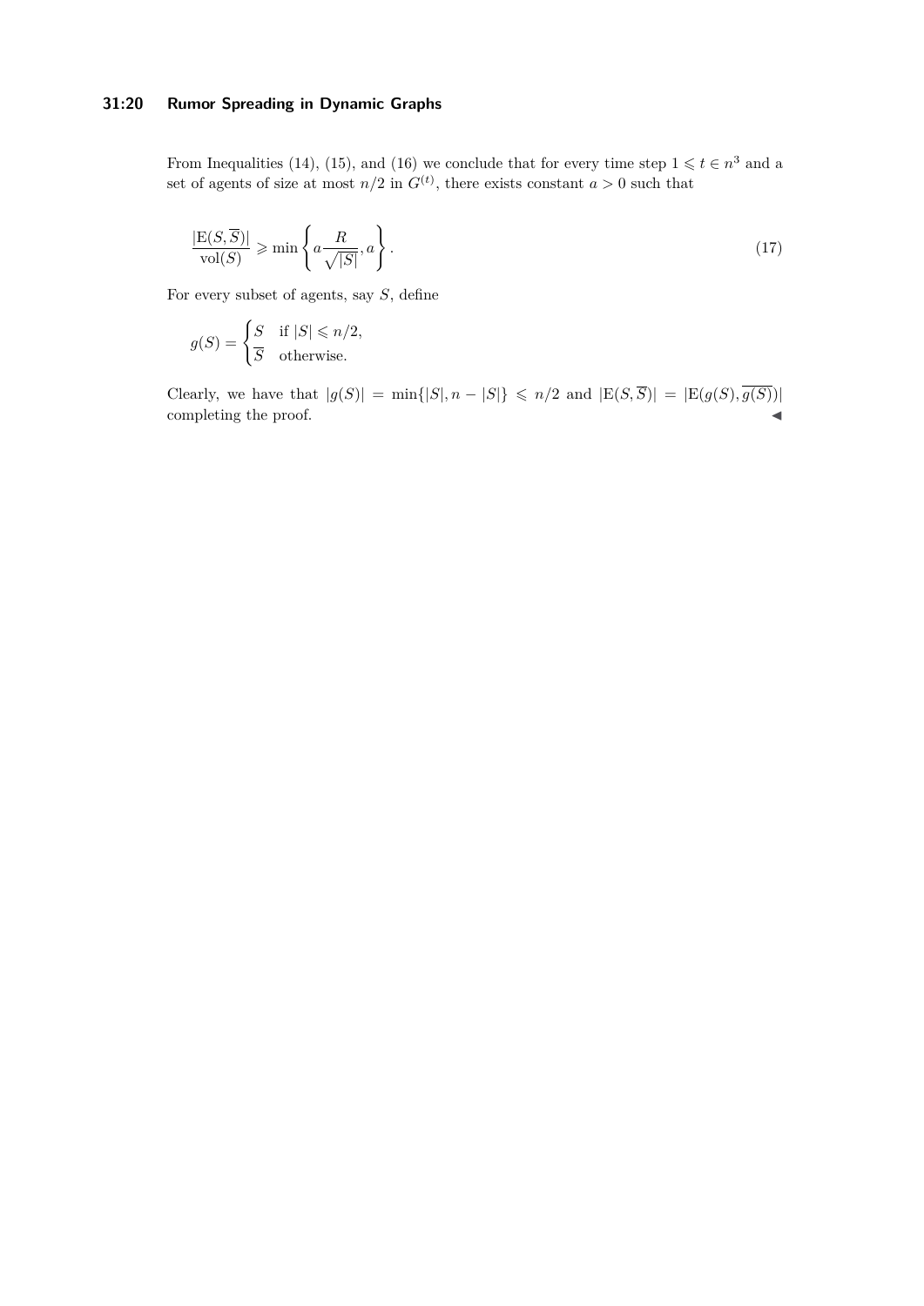From Inequalities (14), (15), and (16) we conclude that for every time step $1 \leqslant t \in n^3$ and a set of agents of size at most $n/2$ in $G^{(t)}$, there exists constant $a > 0$ such that

$$\frac{|\mathrm{E}(S, \overline{S})|}{\mathrm{vol}(S)} \geqslant \min\left\{ a\frac{R}{\sqrt{|S|}}, a \right\}. \tag{17}$$

For every subset of agents, say $S$, define

$$g(S) = \begin{cases} S & \text{if } |S| \leqslant n/2, \\ \overline{S} & \text{otherwise.} \end{cases}$$

Clearly, we have that $|g(S)| = \min\{|S|, n - |S|\} \leqslant n/2$ and $|\mathrm{E}(S, \overline{S})| = |\mathrm{E}(g(S), \overline{g(S)})|$ completing the proof. ◀